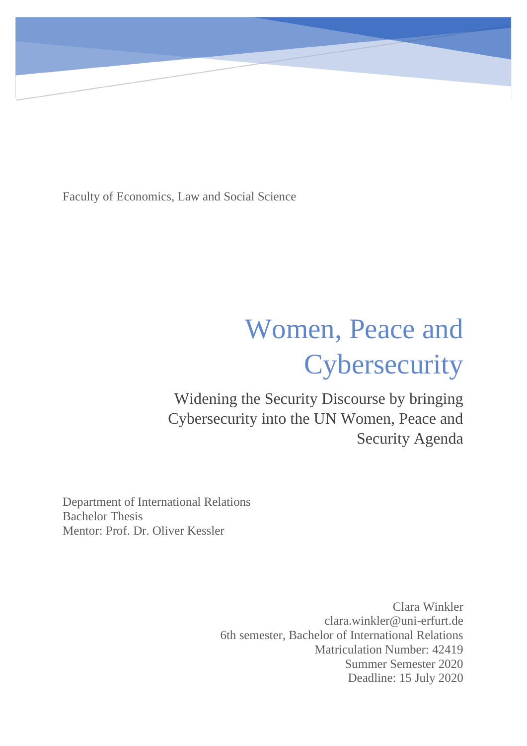Faculty of Economics, Law and Social Science

# Women, Peace and Cybersecurity

## Widening the Security Discourse by bringing Cybersecurity into the UN Women, Peace and Security Agenda

Department of International Relations
Bachelor Thesis
Mentor: Prof. Dr. Oliver Kessler

Clara Winkler
clara.winkler@uni-erfurt.de
6th semester, Bachelor of International Relations
Matriculation Number: 42419
Summer Semester 2020
Deadline: 15 July 2020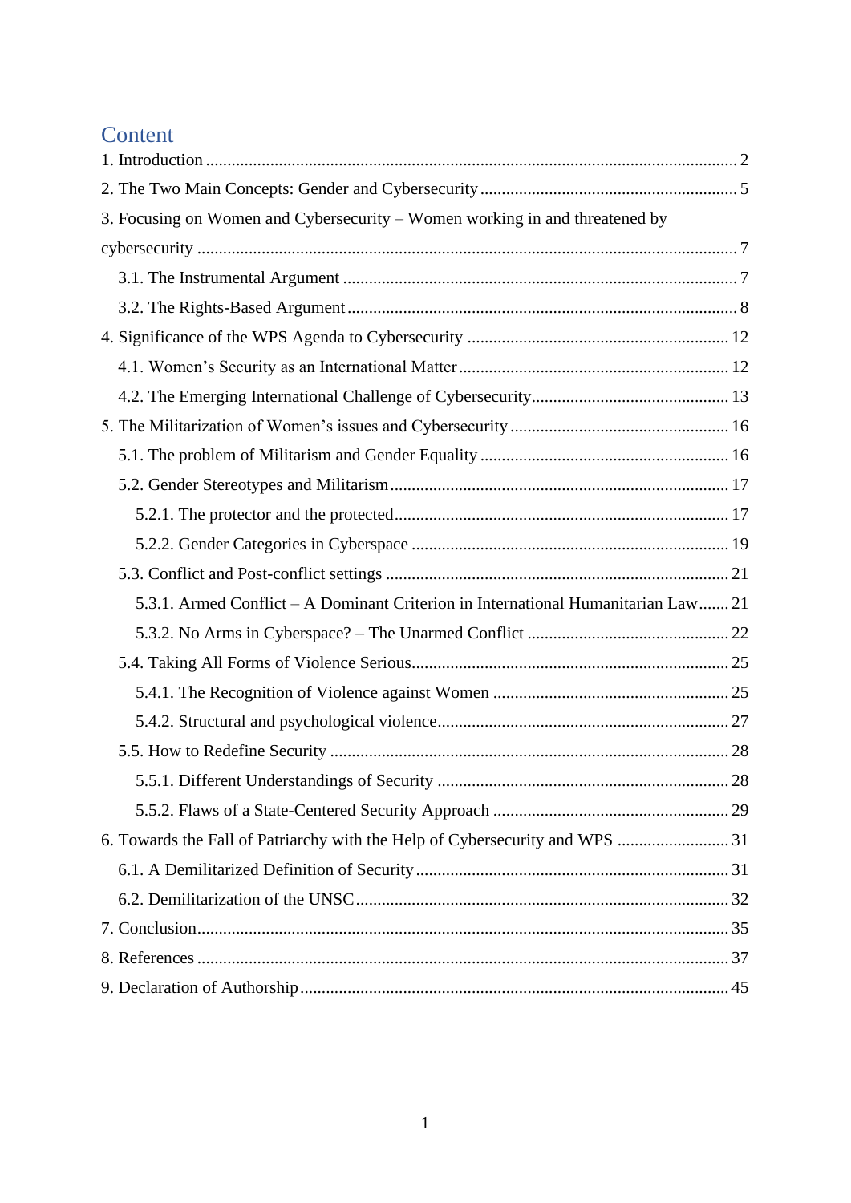# Content

1. Introduction ........................................................................................................................ 2

2. The Two Main Concepts: Gender and Cybersecurity ........................................................... 5

3. Focusing on Women and Cybersecurity – Women working in and threatened by cybersecurity ........................................................................................................................... 7

   3.1. The Instrumental Argument .......................................................................................... 7

   3.2. The Rights-Based Argument .......................................................................................... 8

4. Significance of the WPS Agenda to Cybersecurity ............................................................. 12

   4.1. Women's Security as an International Matter .............................................................. 12

   4.2. The Emerging International Challenge of Cybersecurity............................................. 13

5. The Militarization of Women's issues and Cybersecurity .................................................. 16

   5.1. The problem of Militarism and Gender Equality ......................................................... 16

   5.2. Gender Stereotypes and Militarism.............................................................................. 17

      5.2.1. The protector and the protected............................................................................. 17

      5.2.2. Gender Categories in Cyberspace ......................................................................... 19

   5.3. Conflict and Post-conflict settings ............................................................................... 21

      5.3.1. Armed Conflict – A Dominant Criterion in International Humanitarian Law....... 21

      5.3.2. No Arms in Cyberspace? – The Unarmed Conflict .............................................. 22

   5.4. Taking All Forms of Violence Serious......................................................................... 25

      5.4.1. The Recognition of Violence against Women ....................................................... 25

      5.4.2. Structural and psychological violence................................................................... 27

   5.5. How to Redefine Security ............................................................................................ 28

      5.5.1. Different Understandings of Security ................................................................... 28

      5.5.2. Flaws of a State-Centered Security Approach ...................................................... 29

6. Towards the Fall of Patriarchy with the Help of Cybersecurity and WPS .......................... 31

   6.1. A Demilitarized Definition of Security........................................................................ 31

   6.2. Demilitarization of the UNSC...................................................................................... 32

7. Conclusion........................................................................................................................... 35

8. References ........................................................................................................................... 37

9. Declaration of Authorship................................................................................................... 45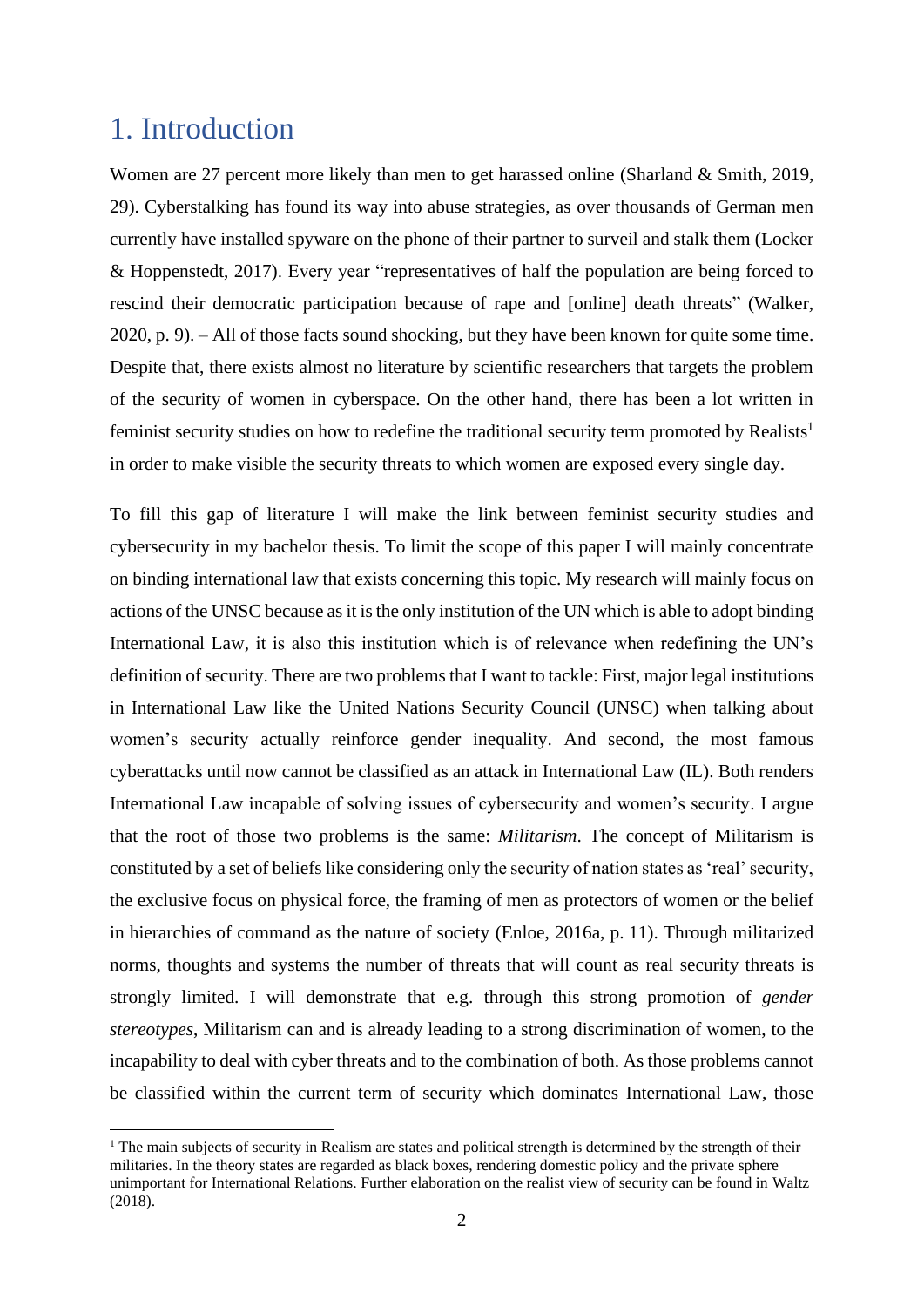# 1. Introduction

Women are 27 percent more likely than men to get harassed online (Sharland & Smith, 2019, 29). Cyberstalking has found its way into abuse strategies, as over thousands of German men currently have installed spyware on the phone of their partner to surveil and stalk them (Locker & Hoppenstedt, 2017). Every year "representatives of half the population are being forced to rescind their democratic participation because of rape and [online] death threats" (Walker, 2020, p. 9). – All of those facts sound shocking, but they have been known for quite some time. Despite that, there exists almost no literature by scientific researchers that targets the problem of the security of women in cyberspace. On the other hand, there has been a lot written in feminist security studies on how to redefine the traditional security term promoted by Realists[1] in order to make visible the security threats to which women are exposed every single day.

To fill this gap of literature I will make the link between feminist security studies and cybersecurity in my bachelor thesis. To limit the scope of this paper I will mainly concentrate on binding international law that exists concerning this topic. My research will mainly focus on actions of the UNSC because as it is the only institution of the UN which is able to adopt binding International Law, it is also this institution which is of relevance when redefining the UN's definition of security. There are two problems that I want to tackle: First, major legal institutions in International Law like the United Nations Security Council (UNSC) when talking about women's security actually reinforce gender inequality. And second, the most famous cyberattacks until now cannot be classified as an attack in International Law (IL). Both renders International Law incapable of solving issues of cybersecurity and women's security. I argue that the root of those two problems is the same: *Militarism*. The concept of Militarism is constituted by a set of beliefs like considering only the security of nation states as 'real' security, the exclusive focus on physical force, the framing of men as protectors of women or the belief in hierarchies of command as the nature of society (Enloe, 2016a, p. 11). Through militarized norms, thoughts and systems the number of threats that will count as real security threats is strongly limited. I will demonstrate that e.g. through this strong promotion of *gender stereotypes*, Militarism can and is already leading to a strong discrimination of women, to the incapability to deal with cyber threats and to the combination of both. As those problems cannot be classified within the current term of security which dominates International Law, those

[1] The main subjects of security in Realism are states and political strength is determined by the strength of their militaries. In the theory states are regarded as black boxes, rendering domestic policy and the private sphere unimportant for International Relations. Further elaboration on the realist view of security can be found in Waltz (2018).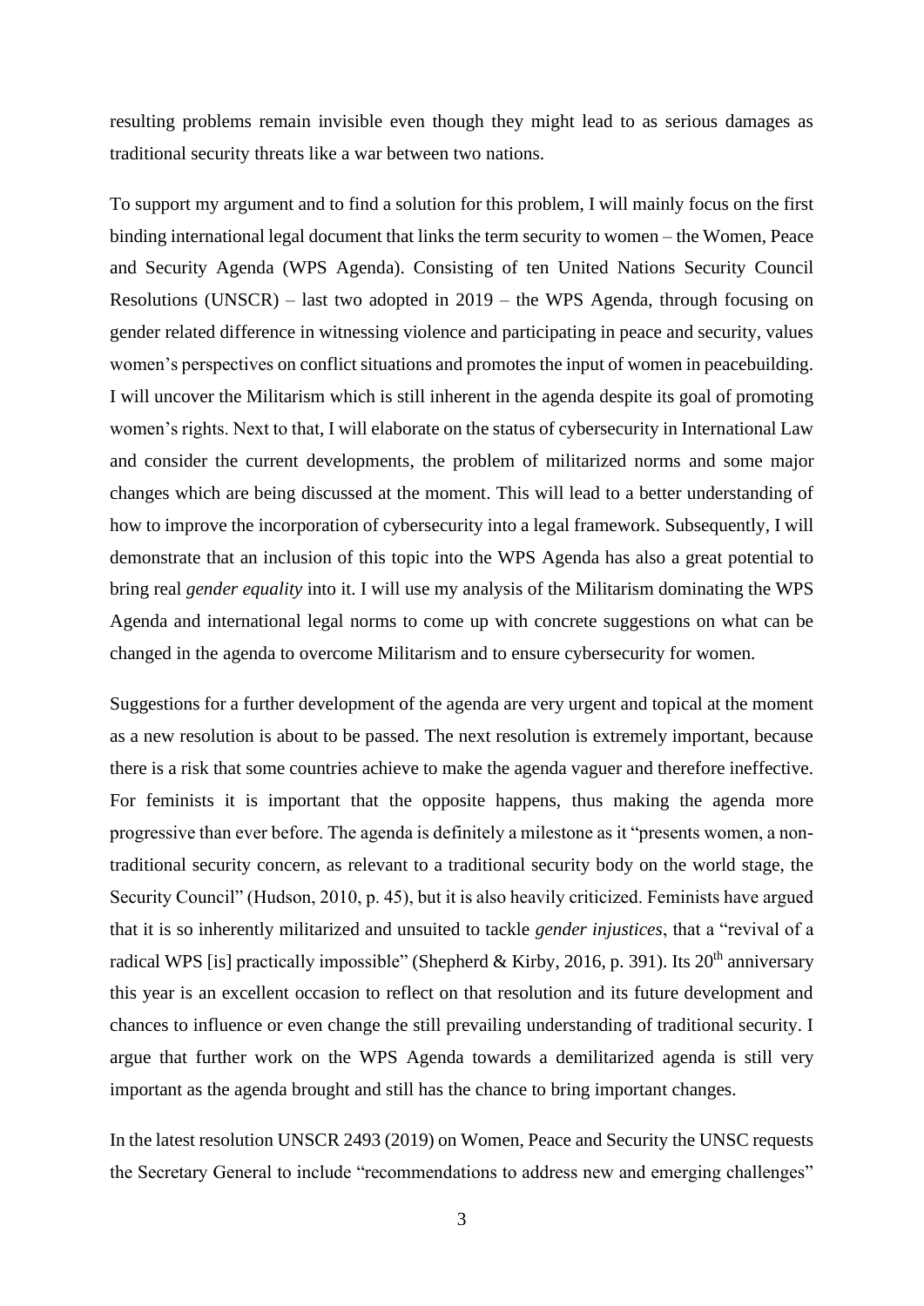resulting problems remain invisible even though they might lead to as serious damages as traditional security threats like a war between two nations.

To support my argument and to find a solution for this problem, I will mainly focus on the first binding international legal document that links the term security to women – the Women, Peace and Security Agenda (WPS Agenda). Consisting of ten United Nations Security Council Resolutions (UNSCR) – last two adopted in 2019 – the WPS Agenda, through focusing on gender related difference in witnessing violence and participating in peace and security, values women's perspectives on conflict situations and promotes the input of women in peacebuilding. I will uncover the Militarism which is still inherent in the agenda despite its goal of promoting women's rights. Next to that, I will elaborate on the status of cybersecurity in International Law and consider the current developments, the problem of militarized norms and some major changes which are being discussed at the moment. This will lead to a better understanding of how to improve the incorporation of cybersecurity into a legal framework. Subsequently, I will demonstrate that an inclusion of this topic into the WPS Agenda has also a great potential to bring real *gender equality* into it. I will use my analysis of the Militarism dominating the WPS Agenda and international legal norms to come up with concrete suggestions on what can be changed in the agenda to overcome Militarism and to ensure cybersecurity for women.

Suggestions for a further development of the agenda are very urgent and topical at the moment as a new resolution is about to be passed. The next resolution is extremely important, because there is a risk that some countries achieve to make the agenda vaguer and therefore ineffective. For feminists it is important that the opposite happens, thus making the agenda more progressive than ever before. The agenda is definitely a milestone as it "presents women, a non-traditional security concern, as relevant to a traditional security body on the world stage, the Security Council" (Hudson, 2010, p. 45), but it is also heavily criticized. Feminists have argued that it is so inherently militarized and unsuited to tackle *gender injustices*, that a "revival of a radical WPS [is] practically impossible" (Shepherd & Kirby, 2016, p. 391). Its 20th anniversary this year is an excellent occasion to reflect on that resolution and its future development and chances to influence or even change the still prevailing understanding of traditional security. I argue that further work on the WPS Agenda towards a demilitarized agenda is still very important as the agenda brought and still has the chance to bring important changes.

In the latest resolution UNSCR 2493 (2019) on Women, Peace and Security the UNSC requests the Secretary General to include "recommendations to address new and emerging challenges"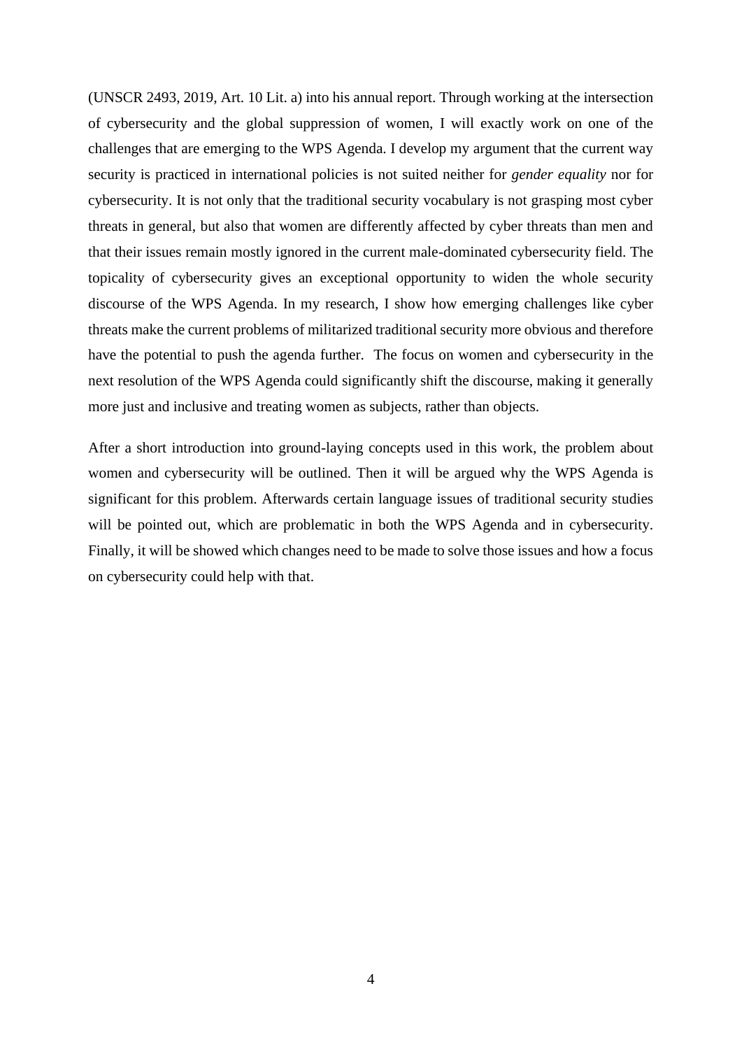(UNSCR 2493, 2019, Art. 10 Lit. a) into his annual report. Through working at the intersection of cybersecurity and the global suppression of women, I will exactly work on one of the challenges that are emerging to the WPS Agenda. I develop my argument that the current way security is practiced in international policies is not suited neither for *gender equality* nor for cybersecurity. It is not only that the traditional security vocabulary is not grasping most cyber threats in general, but also that women are differently affected by cyber threats than men and that their issues remain mostly ignored in the current male-dominated cybersecurity field. The topicality of cybersecurity gives an exceptional opportunity to widen the whole security discourse of the WPS Agenda. In my research, I show how emerging challenges like cyber threats make the current problems of militarized traditional security more obvious and therefore have the potential to push the agenda further. The focus on women and cybersecurity in the next resolution of the WPS Agenda could significantly shift the discourse, making it generally more just and inclusive and treating women as subjects, rather than objects.

After a short introduction into ground-laying concepts used in this work, the problem about women and cybersecurity will be outlined. Then it will be argued why the WPS Agenda is significant for this problem. Afterwards certain language issues of traditional security studies will be pointed out, which are problematic in both the WPS Agenda and in cybersecurity. Finally, it will be showed which changes need to be made to solve those issues and how a focus on cybersecurity could help with that.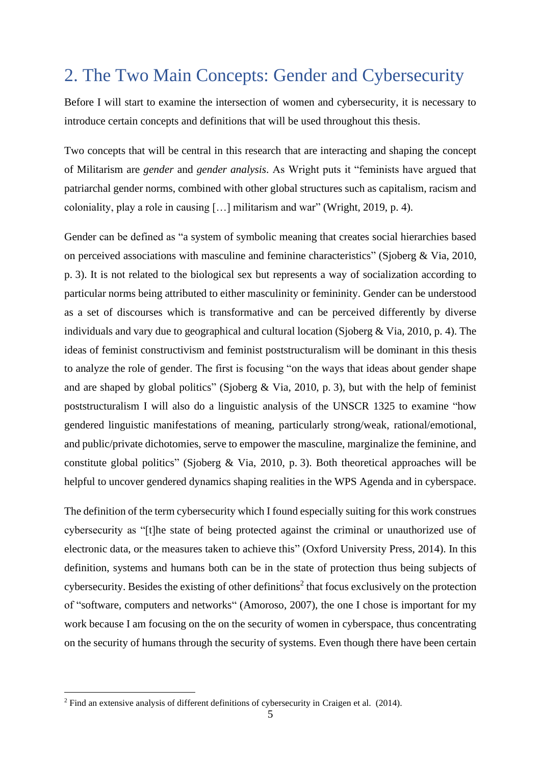## 2. The Two Main Concepts: Gender and Cybersecurity

Before I will start to examine the intersection of women and cybersecurity, it is necessary to introduce certain concepts and definitions that will be used throughout this thesis.

Two concepts that will be central in this research that are interacting and shaping the concept of Militarism are *gender* and *gender analysis*. As Wright puts it "feminists have argued that patriarchal gender norms, combined with other global structures such as capitalism, racism and coloniality, play a role in causing […] militarism and war" (Wright, 2019, p. 4).

Gender can be defined as "a system of symbolic meaning that creates social hierarchies based on perceived associations with masculine and feminine characteristics" (Sjoberg & Via, 2010, p. 3). It is not related to the biological sex but represents a way of socialization according to particular norms being attributed to either masculinity or femininity. Gender can be understood as a set of discourses which is transformative and can be perceived differently by diverse individuals and vary due to geographical and cultural location (Sjoberg & Via, 2010, p. 4). The ideas of feminist constructivism and feminist poststructuralism will be dominant in this thesis to analyze the role of gender. The first is focusing "on the ways that ideas about gender shape and are shaped by global politics" (Sjoberg & Via, 2010, p. 3), but with the help of feminist poststructuralism I will also do a linguistic analysis of the UNSCR 1325 to examine "how gendered linguistic manifestations of meaning, particularly strong/weak, rational/emotional, and public/private dichotomies, serve to empower the masculine, marginalize the feminine, and constitute global politics" (Sjoberg & Via, 2010, p. 3). Both theoretical approaches will be helpful to uncover gendered dynamics shaping realities in the WPS Agenda and in cyberspace.

The definition of the term cybersecurity which I found especially suiting for this work construes cybersecurity as "[t]he state of being protected against the criminal or unauthorized use of electronic data, or the measures taken to achieve this" (Oxford University Press, 2014). In this definition, systems and humans both can be in the state of protection thus being subjects of cybersecurity. Besides the existing of other definitions[2] that focus exclusively on the protection of "software, computers and networks" (Amoroso, 2007), the one I chose is important for my work because I am focusing on the on the security of women in cyberspace, thus concentrating on the security of humans through the security of systems. Even though there have been certain

---

[2] Find an extensive analysis of different definitions of cybersecurity in Craigen et al. (2014).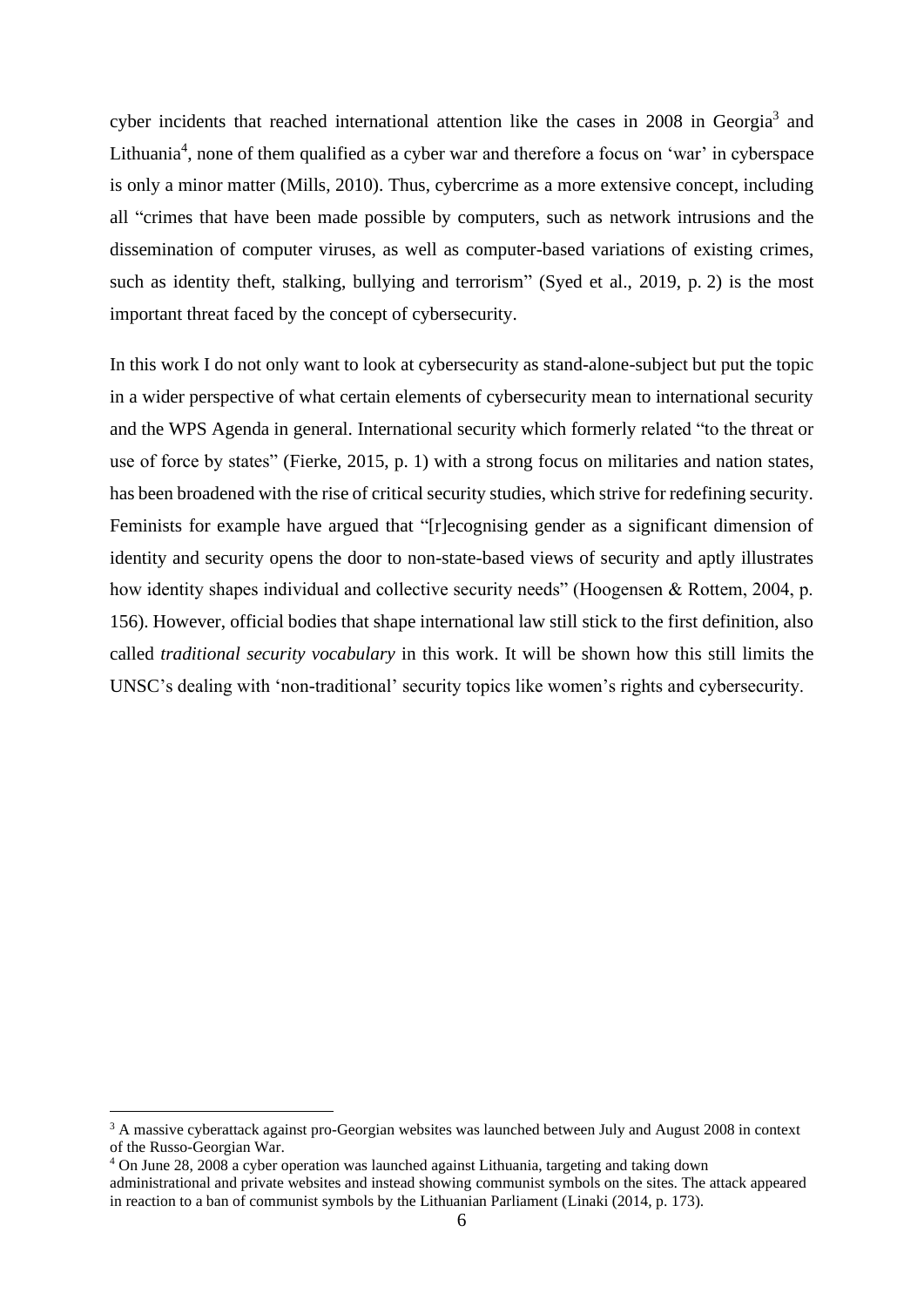cyber incidents that reached international attention like the cases in 2008 in Georgia[3] and Lithuania[4], none of them qualified as a cyber war and therefore a focus on 'war' in cyberspace is only a minor matter (Mills, 2010). Thus, cybercrime as a more extensive concept, including all "crimes that have been made possible by computers, such as network intrusions and the dissemination of computer viruses, as well as computer-based variations of existing crimes, such as identity theft, stalking, bullying and terrorism" (Syed et al., 2019, p. 2) is the most important threat faced by the concept of cybersecurity.

In this work I do not only want to look at cybersecurity as stand-alone-subject but put the topic in a wider perspective of what certain elements of cybersecurity mean to international security and the WPS Agenda in general. International security which formerly related "to the threat or use of force by states" (Fierke, 2015, p. 1) with a strong focus on militaries and nation states, has been broadened with the rise of critical security studies, which strive for redefining security. Feminists for example have argued that "[r]ecognising gender as a significant dimension of identity and security opens the door to non-state-based views of security and aptly illustrates how identity shapes individual and collective security needs" (Hoogensen & Rottem, 2004, p. 156). However, official bodies that shape international law still stick to the first definition, also called *traditional security vocabulary* in this work. It will be shown how this still limits the UNSC's dealing with 'non-traditional' security topics like women's rights and cybersecurity.

---

[3] A massive cyberattack against pro-Georgian websites was launched between July and August 2008 in context of the Russo-Georgian War.

[4] On June 28, 2008 a cyber operation was launched against Lithuania, targeting and taking down administrational and private websites and instead showing communist symbols on the sites. The attack appeared in reaction to a ban of communist symbols by the Lithuanian Parliament (Linaki (2014, p. 173).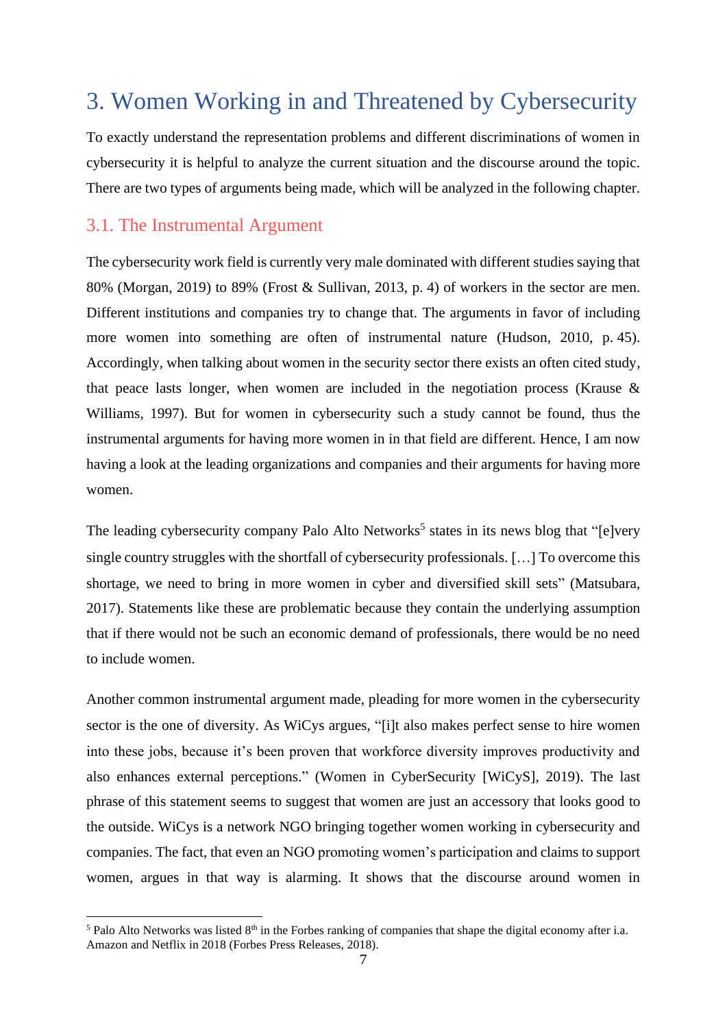# 3. Women Working in and Threatened by Cybersecurity

To exactly understand the representation problems and different discriminations of women in cybersecurity it is helpful to analyze the current situation and the discourse around the topic. There are two types of arguments being made, which will be analyzed in the following chapter.

## 3.1. The Instrumental Argument

The cybersecurity work field is currently very male dominated with different studies saying that 80% (Morgan, 2019) to 89% (Frost & Sullivan, 2013, p. 4) of workers in the sector are men. Different institutions and companies try to change that. The arguments in favor of including more women into something are often of instrumental nature (Hudson, 2010, p. 45). Accordingly, when talking about women in the security sector there exists an often cited study, that peace lasts longer, when women are included in the negotiation process (Krause & Williams, 1997). But for women in cybersecurity such a study cannot be found, thus the instrumental arguments for having more women in in that field are different. Hence, I am now having a look at the leading organizations and companies and their arguments for having more women.

The leading cybersecurity company Palo Alto Networks[5] states in its news blog that "[e]very single country struggles with the shortfall of cybersecurity professionals. […] To overcome this shortage, we need to bring in more women in cyber and diversified skill sets" (Matsubara, 2017). Statements like these are problematic because they contain the underlying assumption that if there would not be such an economic demand of professionals, there would be no need to include women.

Another common instrumental argument made, pleading for more women in the cybersecurity sector is the one of diversity. As WiCys argues, "[i]t also makes perfect sense to hire women into these jobs, because it's been proven that workforce diversity improves productivity and also enhances external perceptions." (Women in CyberSecurity [WiCyS], 2019). The last phrase of this statement seems to suggest that women are just an accessory that looks good to the outside. WiCys is a network NGO bringing together women working in cybersecurity and companies. The fact, that even an NGO promoting women's participation and claims to support women, argues in that way is alarming. It shows that the discourse around women in

---

[5] Palo Alto Networks was listed 8th in the Forbes ranking of companies that shape the digital economy after i.a. Amazon and Netflix in 2018 (Forbes Press Releases, 2018).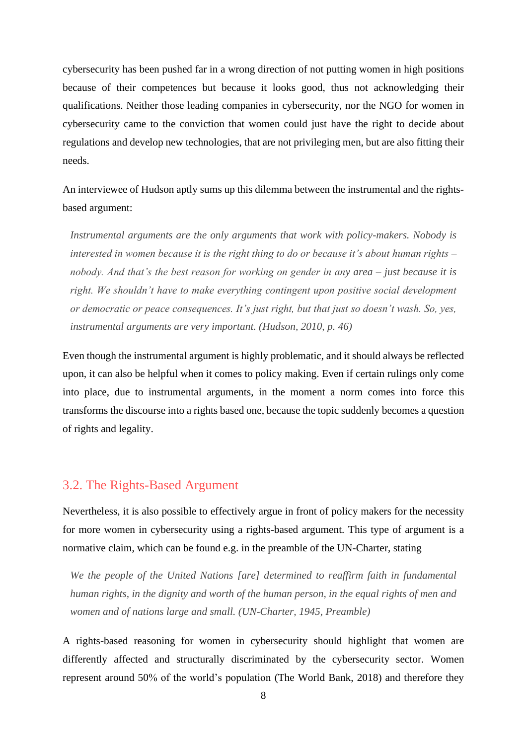cybersecurity has been pushed far in a wrong direction of not putting women in high positions because of their competences but because it looks good, thus not acknowledging their qualifications. Neither those leading companies in cybersecurity, nor the NGO for women in cybersecurity came to the conviction that women could just have the right to decide about regulations and develop new technologies, that are not privileging men, but are also fitting their needs.

An interviewee of Hudson aptly sums up this dilemma between the instrumental and the rights-based argument:

> *Instrumental arguments are the only arguments that work with policy-makers. Nobody is interested in women because it is the right thing to do or because it's about human rights – nobody. And that's the best reason for working on gender in any area – just because it is right. We shouldn't have to make everything contingent upon positive social development or democratic or peace consequences. It's just right, but that just so doesn't wash. So, yes, instrumental arguments are very important. (Hudson, 2010, p. 46)*

Even though the instrumental argument is highly problematic, and it should always be reflected upon, it can also be helpful when it comes to policy making. Even if certain rulings only come into place, due to instrumental arguments, in the moment a norm comes into force this transforms the discourse into a rights based one, because the topic suddenly becomes a question of rights and legality.

## 3.2. The Rights-Based Argument

Nevertheless, it is also possible to effectively argue in front of policy makers for the necessity for more women in cybersecurity using a rights-based argument. This type of argument is a normative claim, which can be found e.g. in the preamble of the UN-Charter, stating

> *We the people of the United Nations [are] determined to reaffirm faith in fundamental human rights, in the dignity and worth of the human person, in the equal rights of men and women and of nations large and small. (UN-Charter, 1945, Preamble)*

A rights-based reasoning for women in cybersecurity should highlight that women are differently affected and structurally discriminated by the cybersecurity sector. Women represent around 50% of the world's population (The World Bank, 2018) and therefore they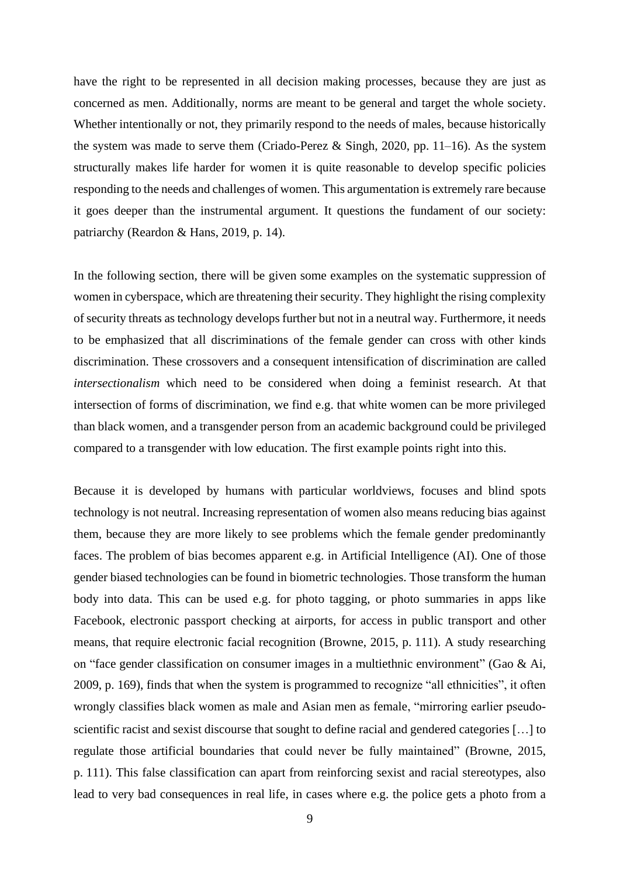have the right to be represented in all decision making processes, because they are just as concerned as men. Additionally, norms are meant to be general and target the whole society. Whether intentionally or not, they primarily respond to the needs of males, because historically the system was made to serve them (Criado-Perez & Singh, 2020, pp. 11–16). As the system structurally makes life harder for women it is quite reasonable to develop specific policies responding to the needs and challenges of women. This argumentation is extremely rare because it goes deeper than the instrumental argument. It questions the fundament of our society: patriarchy (Reardon & Hans, 2019, p. 14).

In the following section, there will be given some examples on the systematic suppression of women in cyberspace, which are threatening their security. They highlight the rising complexity of security threats as technology develops further but not in a neutral way. Furthermore, it needs to be emphasized that all discriminations of the female gender can cross with other kinds discrimination. These crossovers and a consequent intensification of discrimination are called *intersectionalism* which need to be considered when doing a feminist research. At that intersection of forms of discrimination, we find e.g. that white women can be more privileged than black women, and a transgender person from an academic background could be privileged compared to a transgender with low education. The first example points right into this.

Because it is developed by humans with particular worldviews, focuses and blind spots technology is not neutral. Increasing representation of women also means reducing bias against them, because they are more likely to see problems which the female gender predominantly faces. The problem of bias becomes apparent e.g. in Artificial Intelligence (AI). One of those gender biased technologies can be found in biometric technologies. Those transform the human body into data. This can be used e.g. for photo tagging, or photo summaries in apps like Facebook, electronic passport checking at airports, for access in public transport and other means, that require electronic facial recognition (Browne, 2015, p. 111). A study researching on "face gender classification on consumer images in a multiethnic environment" (Gao & Ai, 2009, p. 169), finds that when the system is programmed to recognize "all ethnicities", it often wrongly classifies black women as male and Asian men as female, "mirroring earlier pseudo-scientific racist and sexist discourse that sought to define racial and gendered categories […] to regulate those artificial boundaries that could never be fully maintained" (Browne, 2015, p. 111). This false classification can apart from reinforcing sexist and racial stereotypes, also lead to very bad consequences in real life, in cases where e.g. the police gets a photo from a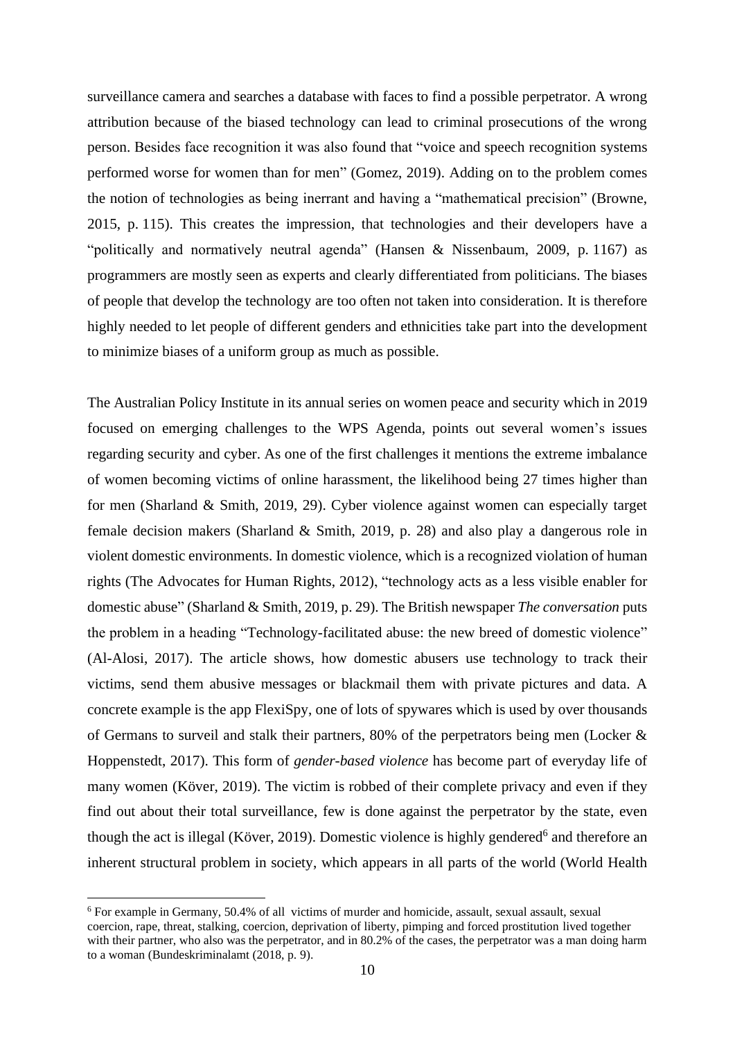surveillance camera and searches a database with faces to find a possible perpetrator. A wrong attribution because of the biased technology can lead to criminal prosecutions of the wrong person. Besides face recognition it was also found that "voice and speech recognition systems performed worse for women than for men" (Gomez, 2019). Adding on to the problem comes the notion of technologies as being inerrant and having a "mathematical precision" (Browne, 2015, p. 115). This creates the impression, that technologies and their developers have a "politically and normatively neutral agenda" (Hansen & Nissenbaum, 2009, p. 1167) as programmers are mostly seen as experts and clearly differentiated from politicians. The biases of people that develop the technology are too often not taken into consideration. It is therefore highly needed to let people of different genders and ethnicities take part into the development to minimize biases of a uniform group as much as possible.

The Australian Policy Institute in its annual series on women peace and security which in 2019 focused on emerging challenges to the WPS Agenda, points out several women's issues regarding security and cyber. As one of the first challenges it mentions the extreme imbalance of women becoming victims of online harassment, the likelihood being 27 times higher than for men (Sharland & Smith, 2019, 29). Cyber violence against women can especially target female decision makers (Sharland & Smith, 2019, p. 28) and also play a dangerous role in violent domestic environments. In domestic violence, which is a recognized violation of human rights (The Advocates for Human Rights, 2012), "technology acts as a less visible enabler for domestic abuse" (Sharland & Smith, 2019, p. 29). The British newspaper *The conversation* puts the problem in a heading "Technology-facilitated abuse: the new breed of domestic violence" (Al-Alosi, 2017). The article shows, how domestic abusers use technology to track their victims, send them abusive messages or blackmail them with private pictures and data. A concrete example is the app FlexiSpy, one of lots of spywares which is used by over thousands of Germans to surveil and stalk their partners, 80% of the perpetrators being men (Locker & Hoppenstedt, 2017). This form of *gender-based violence* has become part of everyday life of many women (Köver, 2019). The victim is robbed of their complete privacy and even if they find out about their total surveillance, few is done against the perpetrator by the state, even though the act is illegal (Köver, 2019). Domestic violence is highly gendered[6] and therefore an inherent structural problem in society, which appears in all parts of the world (World Health

[6] For example in Germany, 50.4% of all victims of murder and homicide, assault, sexual assault, sexual coercion, rape, threat, stalking, coercion, deprivation of liberty, pimping and forced prostitution lived together with their partner, who also was the perpetrator, and in 80.2% of the cases, the perpetrator was a man doing harm to a woman (Bundeskriminalamt (2018, p. 9).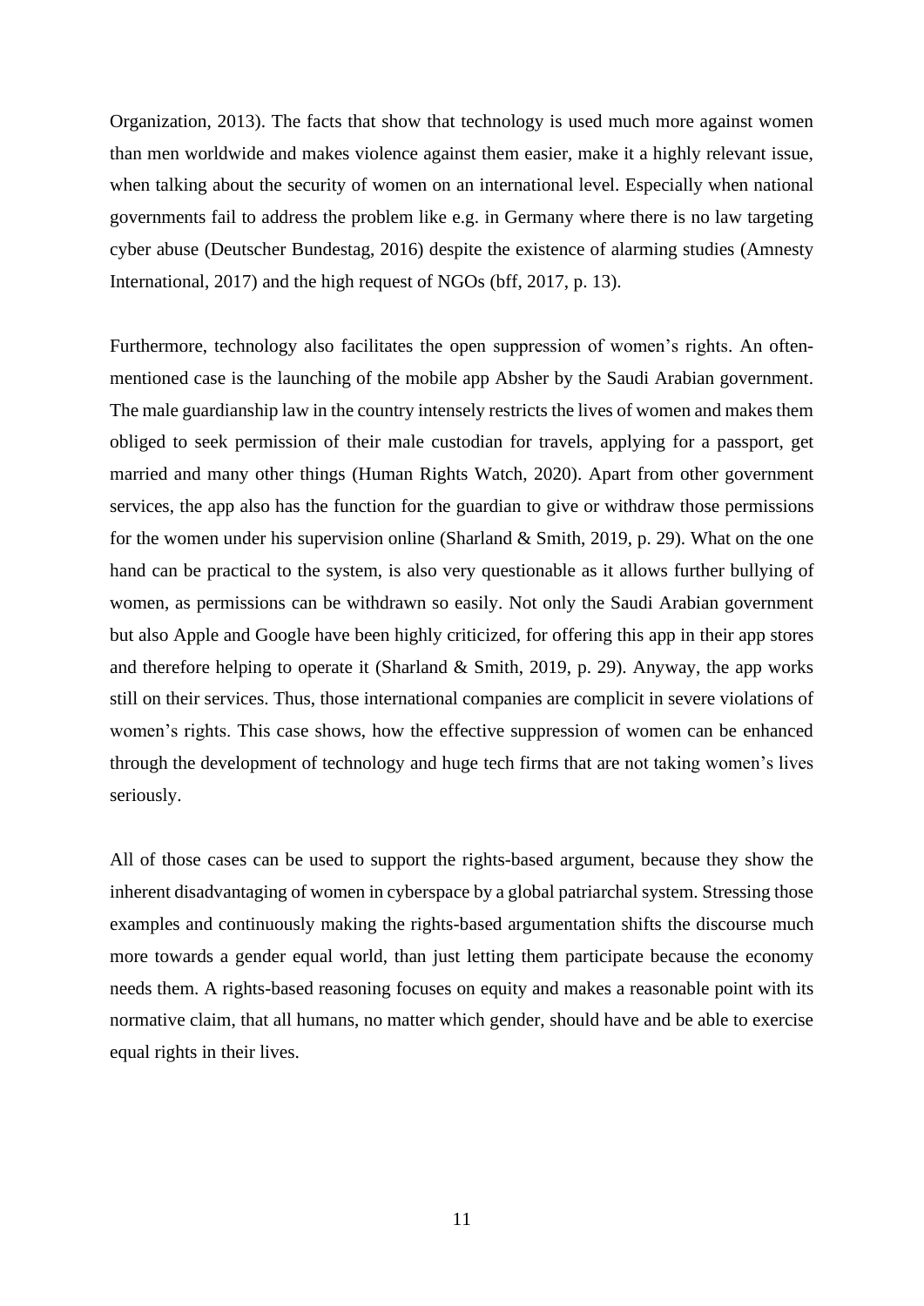Organization, 2013). The facts that show that technology is used much more against women than men worldwide and makes violence against them easier, make it a highly relevant issue, when talking about the security of women on an international level. Especially when national governments fail to address the problem like e.g. in Germany where there is no law targeting cyber abuse (Deutscher Bundestag, 2016) despite the existence of alarming studies (Amnesty International, 2017) and the high request of NGOs (bff, 2017, p. 13).

Furthermore, technology also facilitates the open suppression of women's rights. An often-mentioned case is the launching of the mobile app Absher by the Saudi Arabian government. The male guardianship law in the country intensely restricts the lives of women and makes them obliged to seek permission of their male custodian for travels, applying for a passport, get married and many other things (Human Rights Watch, 2020). Apart from other government services, the app also has the function for the guardian to give or withdraw those permissions for the women under his supervision online (Sharland & Smith, 2019, p. 29). What on the one hand can be practical to the system, is also very questionable as it allows further bullying of women, as permissions can be withdrawn so easily. Not only the Saudi Arabian government but also Apple and Google have been highly criticized, for offering this app in their app stores and therefore helping to operate it (Sharland & Smith, 2019, p. 29). Anyway, the app works still on their services. Thus, those international companies are complicit in severe violations of women's rights. This case shows, how the effective suppression of women can be enhanced through the development of technology and huge tech firms that are not taking women's lives seriously.

All of those cases can be used to support the rights-based argument, because they show the inherent disadvantaging of women in cyberspace by a global patriarchal system. Stressing those examples and continuously making the rights-based argumentation shifts the discourse much more towards a gender equal world, than just letting them participate because the economy needs them. A rights-based reasoning focuses on equity and makes a reasonable point with its normative claim, that all humans, no matter which gender, should have and be able to exercise equal rights in their lives.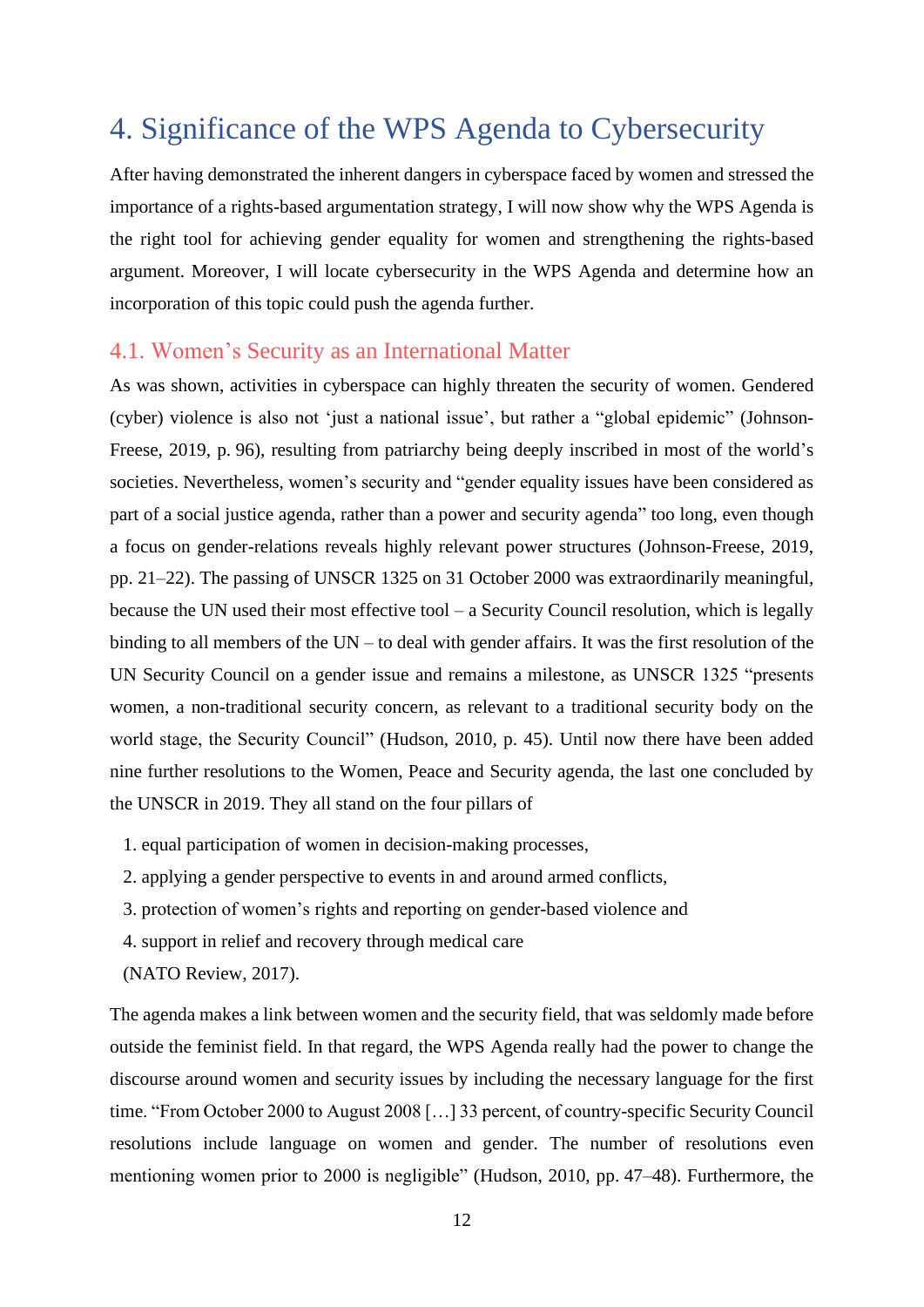# 4. Significance of the WPS Agenda to Cybersecurity

After having demonstrated the inherent dangers in cyberspace faced by women and stressed the importance of a rights-based argumentation strategy, I will now show why the WPS Agenda is the right tool for achieving gender equality for women and strengthening the rights-based argument. Moreover, I will locate cybersecurity in the WPS Agenda and determine how an incorporation of this topic could push the agenda further.

## 4.1. Women's Security as an International Matter

As was shown, activities in cyberspace can highly threaten the security of women. Gendered (cyber) violence is also not 'just a national issue', but rather a "global epidemic" (Johnson-Freese, 2019, p. 96), resulting from patriarchy being deeply inscribed in most of the world's societies. Nevertheless, women's security and "gender equality issues have been considered as part of a social justice agenda, rather than a power and security agenda" too long, even though a focus on gender-relations reveals highly relevant power structures (Johnson-Freese, 2019, pp. 21–22). The passing of UNSCR 1325 on 31 October 2000 was extraordinarily meaningful, because the UN used their most effective tool – a Security Council resolution, which is legally binding to all members of the UN – to deal with gender affairs. It was the first resolution of the UN Security Council on a gender issue and remains a milestone, as UNSCR 1325 "presents women, a non-traditional security concern, as relevant to a traditional security body on the world stage, the Security Council" (Hudson, 2010, p. 45). Until now there have been added nine further resolutions to the Women, Peace and Security agenda, the last one concluded by the UNSCR in 2019. They all stand on the four pillars of

1. equal participation of women in decision-making processes,
2. applying a gender perspective to events in and around armed conflicts,
3. protection of women's rights and reporting on gender-based violence and
4. support in relief and recovery through medical care

(NATO Review, 2017).

The agenda makes a link between women and the security field, that was seldomly made before outside the feminist field. In that regard, the WPS Agenda really had the power to change the discourse around women and security issues by including the necessary language for the first time. "From October 2000 to August 2008 […] 33 percent, of country-specific Security Council resolutions include language on women and gender. The number of resolutions even mentioning women prior to 2000 is negligible" (Hudson, 2010, pp. 47–48). Furthermore, the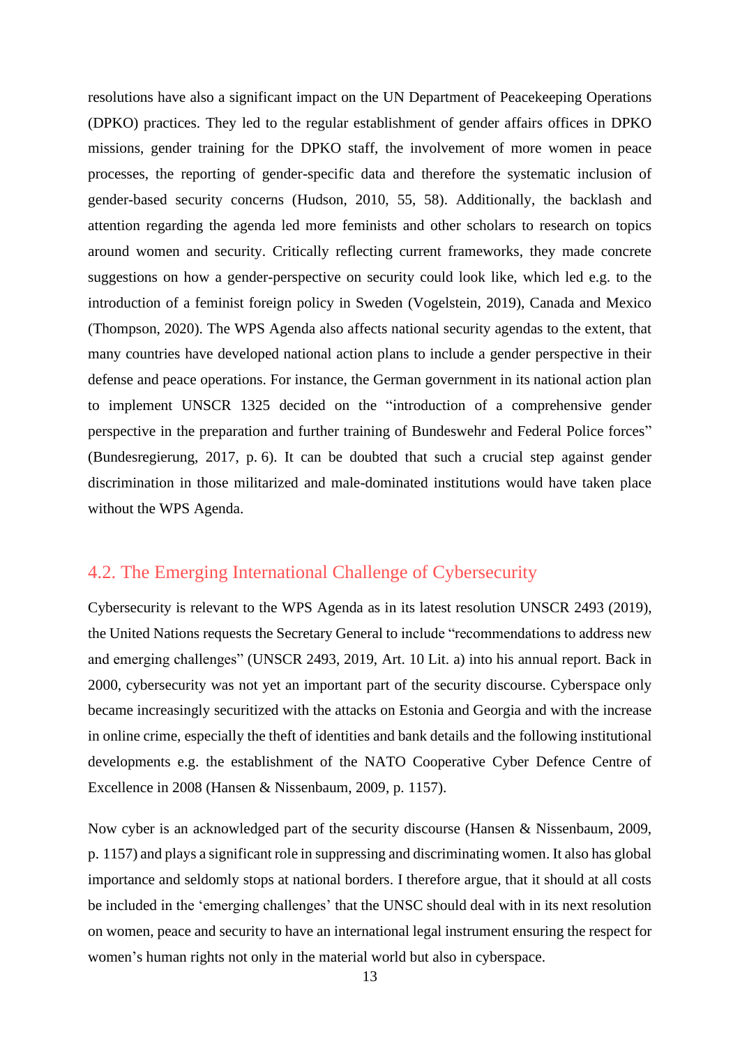resolutions have also a significant impact on the UN Department of Peacekeeping Operations (DPKO) practices. They led to the regular establishment of gender affairs offices in DPKO missions, gender training for the DPKO staff, the involvement of more women in peace processes, the reporting of gender-specific data and therefore the systematic inclusion of gender-based security concerns (Hudson, 2010, 55, 58). Additionally, the backlash and attention regarding the agenda led more feminists and other scholars to research on topics around women and security. Critically reflecting current frameworks, they made concrete suggestions on how a gender-perspective on security could look like, which led e.g. to the introduction of a feminist foreign policy in Sweden (Vogelstein, 2019), Canada and Mexico (Thompson, 2020). The WPS Agenda also affects national security agendas to the extent, that many countries have developed national action plans to include a gender perspective in their defense and peace operations. For instance, the German government in its national action plan to implement UNSCR 1325 decided on the "introduction of a comprehensive gender perspective in the preparation and further training of Bundeswehr and Federal Police forces" (Bundesregierung, 2017, p. 6). It can be doubted that such a crucial step against gender discrimination in those militarized and male-dominated institutions would have taken place without the WPS Agenda.

## 4.2. The Emerging International Challenge of Cybersecurity

Cybersecurity is relevant to the WPS Agenda as in its latest resolution UNSCR 2493 (2019), the United Nations requests the Secretary General to include "recommendations to address new and emerging challenges" (UNSCR 2493, 2019, Art. 10 Lit. a) into his annual report. Back in 2000, cybersecurity was not yet an important part of the security discourse. Cyberspace only became increasingly securitized with the attacks on Estonia and Georgia and with the increase in online crime, especially the theft of identities and bank details and the following institutional developments e.g. the establishment of the NATO Cooperative Cyber Defence Centre of Excellence in 2008 (Hansen & Nissenbaum, 2009, p. 1157).

Now cyber is an acknowledged part of the security discourse (Hansen & Nissenbaum, 2009, p. 1157) and plays a significant role in suppressing and discriminating women. It also has global importance and seldomly stops at national borders. I therefore argue, that it should at all costs be included in the 'emerging challenges' that the UNSC should deal with in its next resolution on women, peace and security to have an international legal instrument ensuring the respect for women's human rights not only in the material world but also in cyberspace.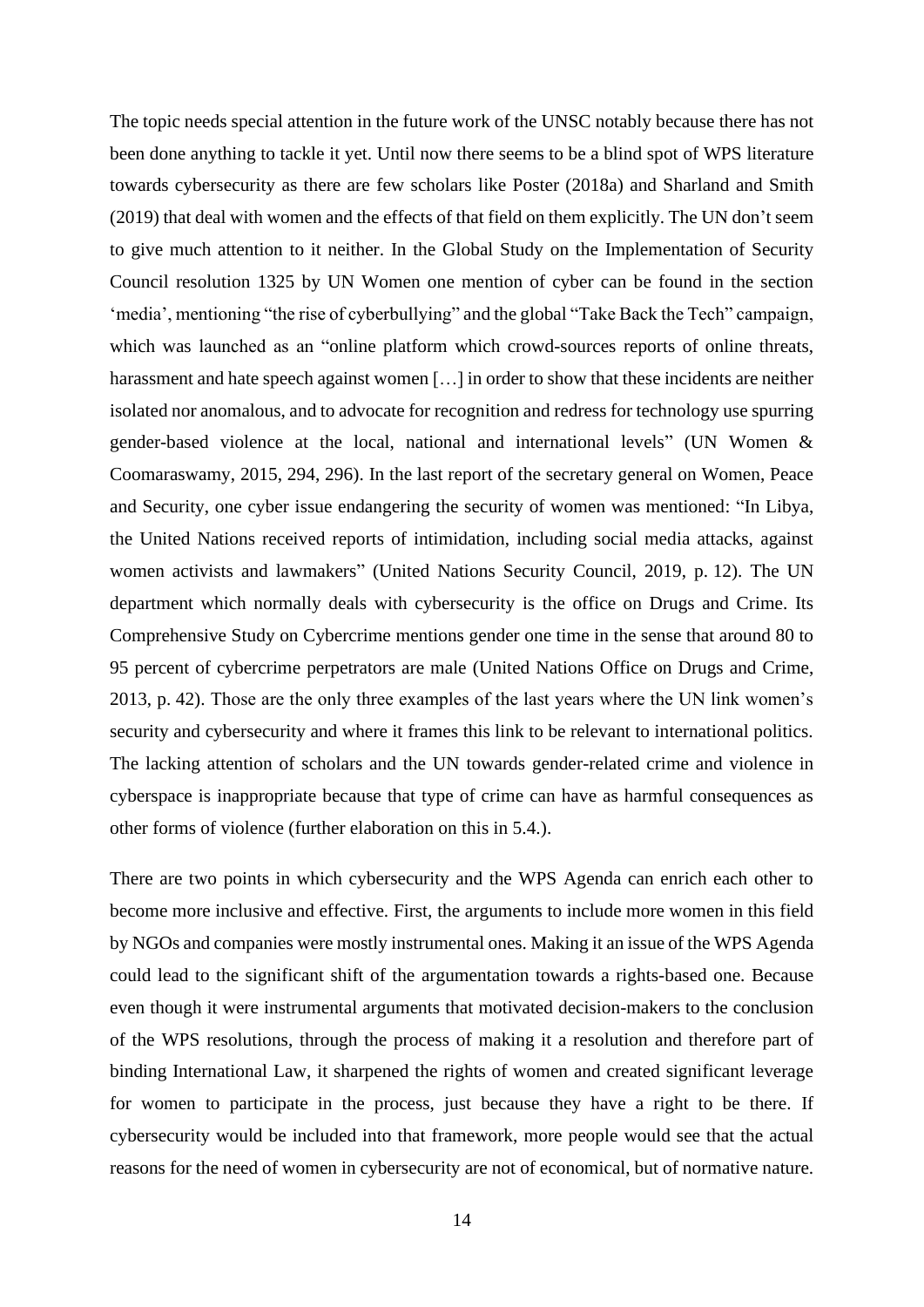The topic needs special attention in the future work of the UNSC notably because there has not been done anything to tackle it yet. Until now there seems to be a blind spot of WPS literature towards cybersecurity as there are few scholars like Poster (2018a) and Sharland and Smith (2019) that deal with women and the effects of that field on them explicitly. The UN don't seem to give much attention to it neither. In the Global Study on the Implementation of Security Council resolution 1325 by UN Women one mention of cyber can be found in the section 'media', mentioning "the rise of cyberbullying" and the global "Take Back the Tech" campaign, which was launched as an "online platform which crowd-sources reports of online threats, harassment and hate speech against women […] in order to show that these incidents are neither isolated nor anomalous, and to advocate for recognition and redress for technology use spurring gender-based violence at the local, national and international levels" (UN Women & Coomaraswamy, 2015, 294, 296). In the last report of the secretary general on Women, Peace and Security, one cyber issue endangering the security of women was mentioned: "In Libya, the United Nations received reports of intimidation, including social media attacks, against women activists and lawmakers" (United Nations Security Council, 2019, p. 12). The UN department which normally deals with cybersecurity is the office on Drugs and Crime. Its Comprehensive Study on Cybercrime mentions gender one time in the sense that around 80 to 95 percent of cybercrime perpetrators are male (United Nations Office on Drugs and Crime, 2013, p. 42). Those are the only three examples of the last years where the UN link women's security and cybersecurity and where it frames this link to be relevant to international politics. The lacking attention of scholars and the UN towards gender-related crime and violence in cyberspace is inappropriate because that type of crime can have as harmful consequences as other forms of violence (further elaboration on this in 5.4.).

There are two points in which cybersecurity and the WPS Agenda can enrich each other to become more inclusive and effective. First, the arguments to include more women in this field by NGOs and companies were mostly instrumental ones. Making it an issue of the WPS Agenda could lead to the significant shift of the argumentation towards a rights-based one. Because even though it were instrumental arguments that motivated decision-makers to the conclusion of the WPS resolutions, through the process of making it a resolution and therefore part of binding International Law, it sharpened the rights of women and created significant leverage for women to participate in the process, just because they have a right to be there. If cybersecurity would be included into that framework, more people would see that the actual reasons for the need of women in cybersecurity are not of economical, but of normative nature.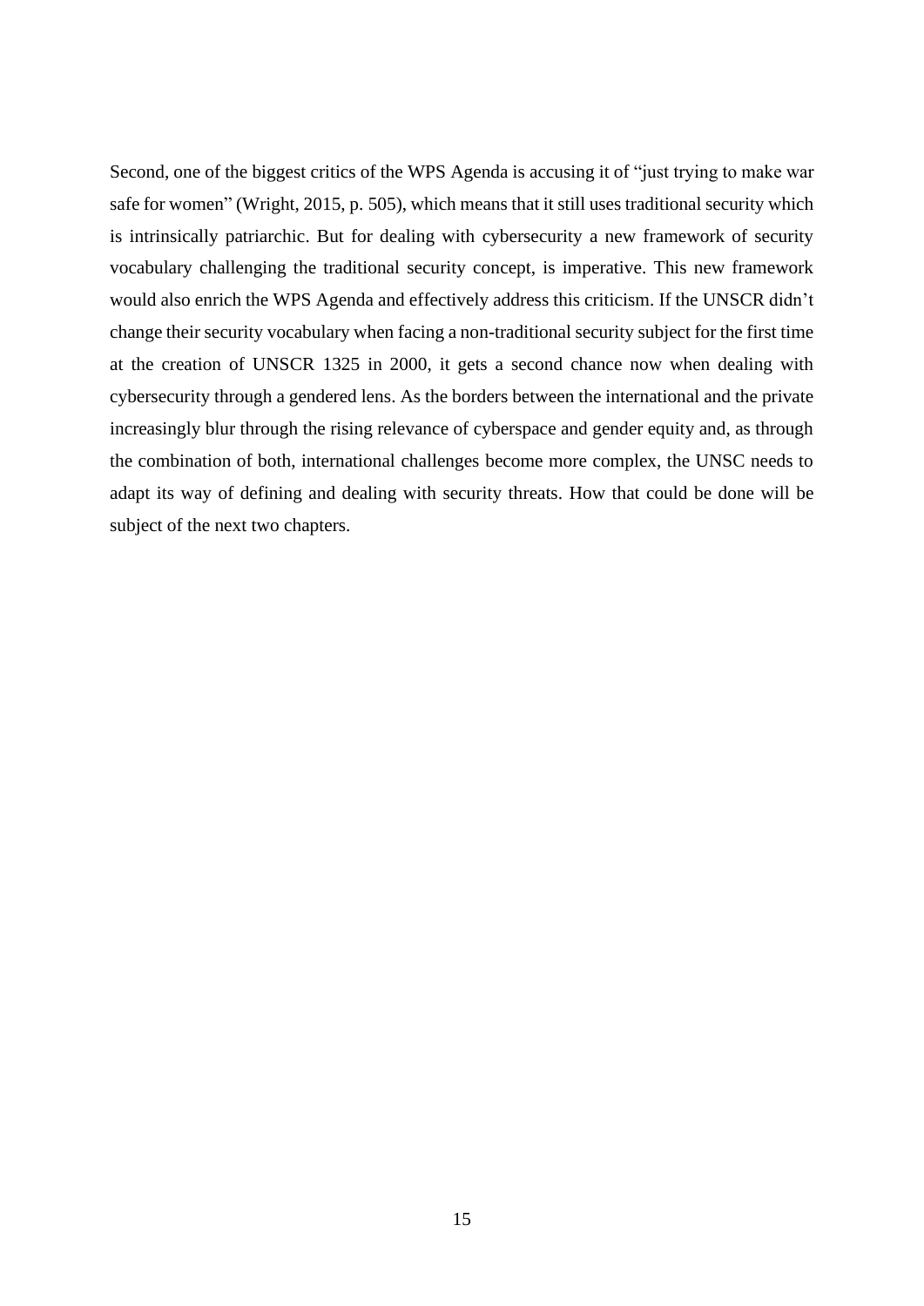Second, one of the biggest critics of the WPS Agenda is accusing it of "just trying to make war safe for women" (Wright, 2015, p. 505), which means that it still uses traditional security which is intrinsically patriarchic. But for dealing with cybersecurity a new framework of security vocabulary challenging the traditional security concept, is imperative. This new framework would also enrich the WPS Agenda and effectively address this criticism. If the UNSCR didn't change their security vocabulary when facing a non-traditional security subject for the first time at the creation of UNSCR 1325 in 2000, it gets a second chance now when dealing with cybersecurity through a gendered lens. As the borders between the international and the private increasingly blur through the rising relevance of cyberspace and gender equity and, as through the combination of both, international challenges become more complex, the UNSC needs to adapt its way of defining and dealing with security threats. How that could be done will be subject of the next two chapters.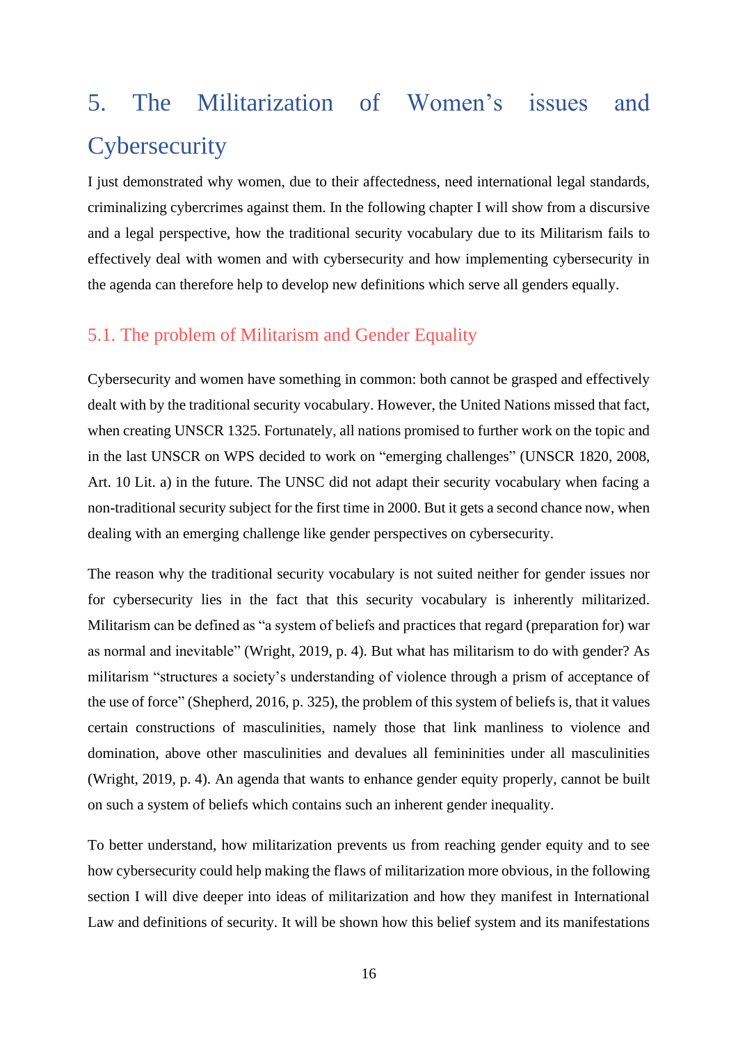# 5. The Militarization of Women's issues and Cybersecurity

I just demonstrated why women, due to their affectedness, need international legal standards, criminalizing cybercrimes against them. In the following chapter I will show from a discursive and a legal perspective, how the traditional security vocabulary due to its Militarism fails to effectively deal with women and with cybersecurity and how implementing cybersecurity in the agenda can therefore help to develop new definitions which serve all genders equally.

## 5.1. The problem of Militarism and Gender Equality

Cybersecurity and women have something in common: both cannot be grasped and effectively dealt with by the traditional security vocabulary. However, the United Nations missed that fact, when creating UNSCR 1325. Fortunately, all nations promised to further work on the topic and in the last UNSCR on WPS decided to work on "emerging challenges" (UNSCR 1820, 2008, Art. 10 Lit. a) in the future. The UNSC did not adapt their security vocabulary when facing a non-traditional security subject for the first time in 2000. But it gets a second chance now, when dealing with an emerging challenge like gender perspectives on cybersecurity.

The reason why the traditional security vocabulary is not suited neither for gender issues nor for cybersecurity lies in the fact that this security vocabulary is inherently militarized. Militarism can be defined as "a system of beliefs and practices that regard (preparation for) war as normal and inevitable" (Wright, 2019, p. 4). But what has militarism to do with gender? As militarism "structures a society's understanding of violence through a prism of acceptance of the use of force" (Shepherd, 2016, p. 325), the problem of this system of beliefs is, that it values certain constructions of masculinities, namely those that link manliness to violence and domination, above other masculinities and devalues all femininities under all masculinities (Wright, 2019, p. 4). An agenda that wants to enhance gender equity properly, cannot be built on such a system of beliefs which contains such an inherent gender inequality.

To better understand, how militarization prevents us from reaching gender equity and to see how cybersecurity could help making the flaws of militarization more obvious, in the following section I will dive deeper into ideas of militarization and how they manifest in International Law and definitions of security. It will be shown how this belief system and its manifestations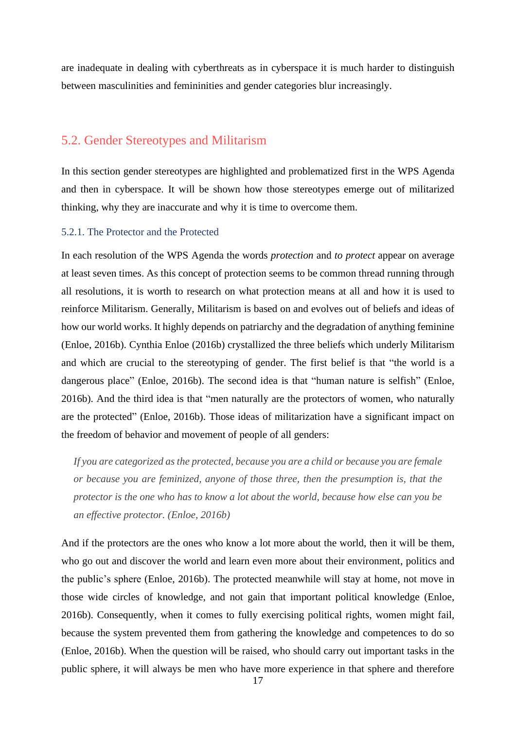are inadequate in dealing with cyberthreats as in cyberspace it is much harder to distinguish between masculinities and femininities and gender categories blur increasingly.

## 5.2. Gender Stereotypes and Militarism

In this section gender stereotypes are highlighted and problematized first in the WPS Agenda and then in cyberspace. It will be shown how those stereotypes emerge out of militarized thinking, why they are inaccurate and why it is time to overcome them.

### 5.2.1. The Protector and the Protected

In each resolution of the WPS Agenda the words *protection* and *to protect* appear on average at least seven times. As this concept of protection seems to be common thread running through all resolutions, it is worth to research on what protection means at all and how it is used to reinforce Militarism. Generally, Militarism is based on and evolves out of beliefs and ideas of how our world works. It highly depends on patriarchy and the degradation of anything feminine (Enloe, 2016b). Cynthia Enloe (2016b) crystallized the three beliefs which underly Militarism and which are crucial to the stereotyping of gender. The first belief is that "the world is a dangerous place" (Enloe, 2016b). The second idea is that "human nature is selfish" (Enloe, 2016b). And the third idea is that "men naturally are the protectors of women, who naturally are the protected" (Enloe, 2016b). Those ideas of militarization have a significant impact on the freedom of behavior and movement of people of all genders:

> *If you are categorized as the protected, because you are a child or because you are female or because you are feminized, anyone of those three, then the presumption is, that the protector is the one who has to know a lot about the world, because how else can you be an effective protector. (Enloe, 2016b)*

And if the protectors are the ones who know a lot more about the world, then it will be them, who go out and discover the world and learn even more about their environment, politics and the public's sphere (Enloe, 2016b). The protected meanwhile will stay at home, not move in those wide circles of knowledge, and not gain that important political knowledge (Enloe, 2016b). Consequently, when it comes to fully exercising political rights, women might fail, because the system prevented them from gathering the knowledge and competences to do so (Enloe, 2016b). When the question will be raised, who should carry out important tasks in the public sphere, it will always be men who have more experience in that sphere and therefore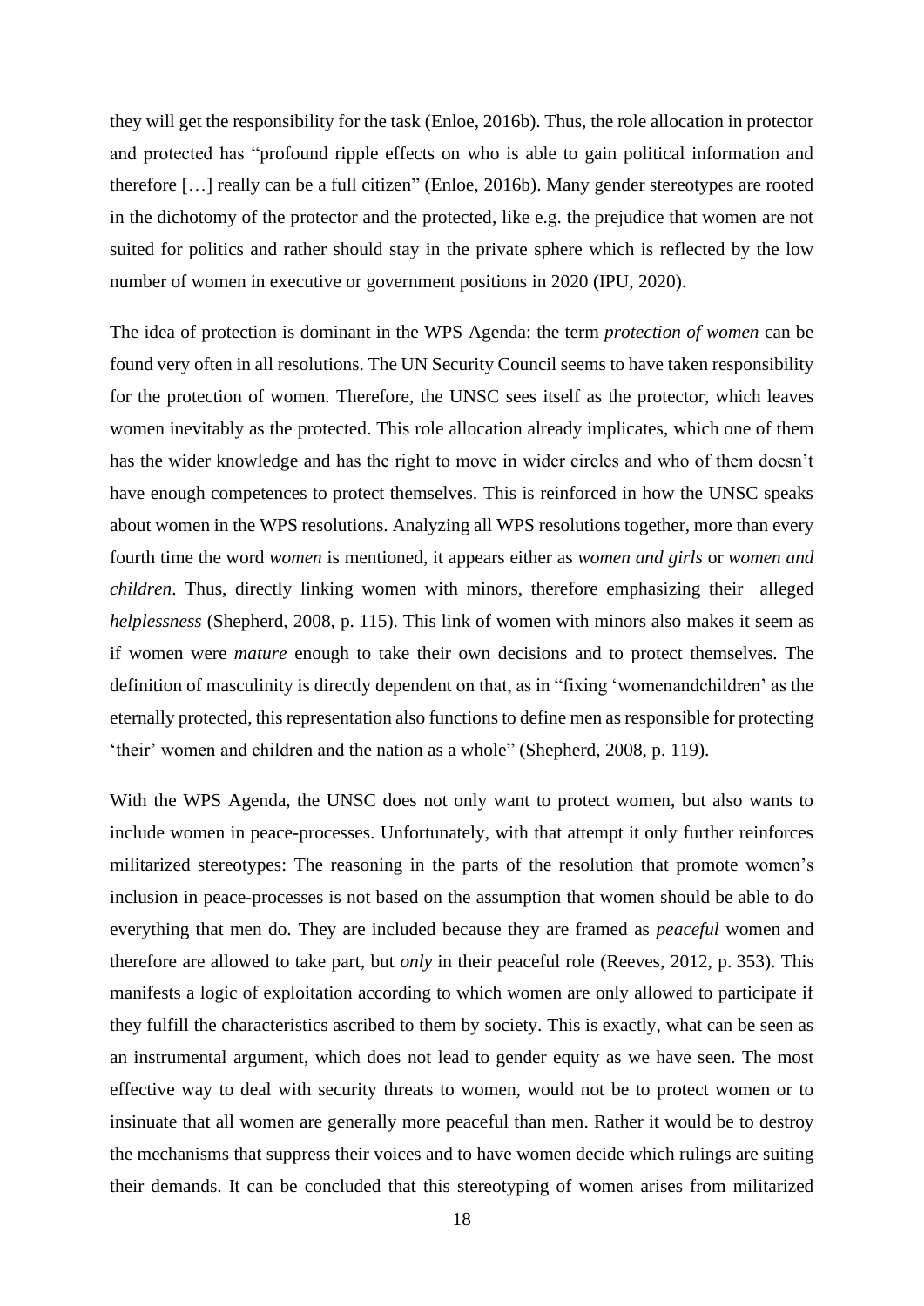they will get the responsibility for the task (Enloe, 2016b). Thus, the role allocation in protector and protected has "profound ripple effects on who is able to gain political information and therefore […] really can be a full citizen" (Enloe, 2016b). Many gender stereotypes are rooted in the dichotomy of the protector and the protected, like e.g. the prejudice that women are not suited for politics and rather should stay in the private sphere which is reflected by the low number of women in executive or government positions in 2020 (IPU, 2020).

The idea of protection is dominant in the WPS Agenda: the term *protection of women* can be found very often in all resolutions. The UN Security Council seems to have taken responsibility for the protection of women. Therefore, the UNSC sees itself as the protector, which leaves women inevitably as the protected. This role allocation already implicates, which one of them has the wider knowledge and has the right to move in wider circles and who of them doesn't have enough competences to protect themselves. This is reinforced in how the UNSC speaks about women in the WPS resolutions. Analyzing all WPS resolutions together, more than every fourth time the word *women* is mentioned, it appears either as *women and girls* or *women and children*. Thus, directly linking women with minors, therefore emphasizing their alleged *helplessness* (Shepherd, 2008, p. 115). This link of women with minors also makes it seem as if women were *mature* enough to take their own decisions and to protect themselves. The definition of masculinity is directly dependent on that, as in "fixing 'womenandchildren' as the eternally protected, this representation also functions to define men as responsible for protecting 'their' women and children and the nation as a whole" (Shepherd, 2008, p. 119).

With the WPS Agenda, the UNSC does not only want to protect women, but also wants to include women in peace-processes. Unfortunately, with that attempt it only further reinforces militarized stereotypes: The reasoning in the parts of the resolution that promote women's inclusion in peace-processes is not based on the assumption that women should be able to do everything that men do. They are included because they are framed as *peaceful* women and therefore are allowed to take part, but *only* in their peaceful role (Reeves, 2012, p. 353). This manifests a logic of exploitation according to which women are only allowed to participate if they fulfill the characteristics ascribed to them by society. This is exactly, what can be seen as an instrumental argument, which does not lead to gender equity as we have seen. The most effective way to deal with security threats to women, would not be to protect women or to insinuate that all women are generally more peaceful than men. Rather it would be to destroy the mechanisms that suppress their voices and to have women decide which rulings are suiting their demands. It can be concluded that this stereotyping of women arises from militarized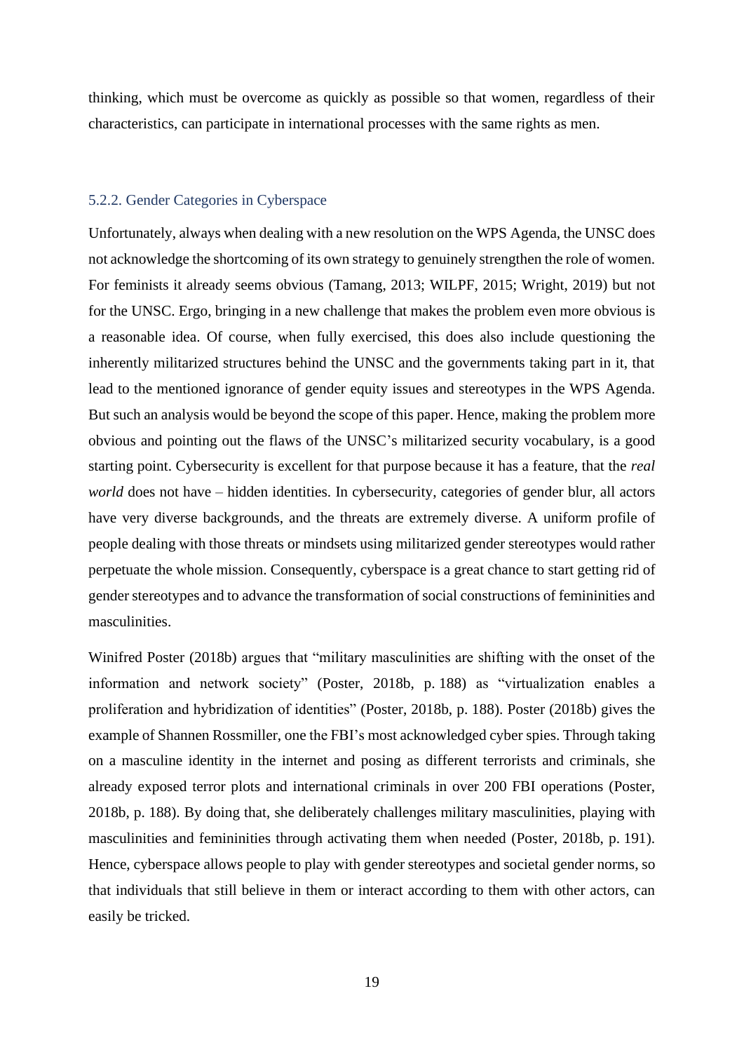thinking, which must be overcome as quickly as possible so that women, regardless of their characteristics, can participate in international processes with the same rights as men.

### 5.2.2. Gender Categories in Cyberspace

Unfortunately, always when dealing with a new resolution on the WPS Agenda, the UNSC does not acknowledge the shortcoming of its own strategy to genuinely strengthen the role of women. For feminists it already seems obvious (Tamang, 2013; WILPF, 2015; Wright, 2019) but not for the UNSC. Ergo, bringing in a new challenge that makes the problem even more obvious is a reasonable idea. Of course, when fully exercised, this does also include questioning the inherently militarized structures behind the UNSC and the governments taking part in it, that lead to the mentioned ignorance of gender equity issues and stereotypes in the WPS Agenda. But such an analysis would be beyond the scope of this paper. Hence, making the problem more obvious and pointing out the flaws of the UNSC's militarized security vocabulary, is a good starting point. Cybersecurity is excellent for that purpose because it has a feature, that the *real world* does not have – hidden identities. In cybersecurity, categories of gender blur, all actors have very diverse backgrounds, and the threats are extremely diverse. A uniform profile of people dealing with those threats or mindsets using militarized gender stereotypes would rather perpetuate the whole mission. Consequently, cyberspace is a great chance to start getting rid of gender stereotypes and to advance the transformation of social constructions of femininities and masculinities.

Winifred Poster (2018b) argues that "military masculinities are shifting with the onset of the information and network society" (Poster, 2018b, p. 188) as "virtualization enables a proliferation and hybridization of identities" (Poster, 2018b, p. 188). Poster (2018b) gives the example of Shannen Rossmiller, one the FBI's most acknowledged cyber spies. Through taking on a masculine identity in the internet and posing as different terrorists and criminals, she already exposed terror plots and international criminals in over 200 FBI operations (Poster, 2018b, p. 188). By doing that, she deliberately challenges military masculinities, playing with masculinities and femininities through activating them when needed (Poster, 2018b, p. 191). Hence, cyberspace allows people to play with gender stereotypes and societal gender norms, so that individuals that still believe in them or interact according to them with other actors, can easily be tricked.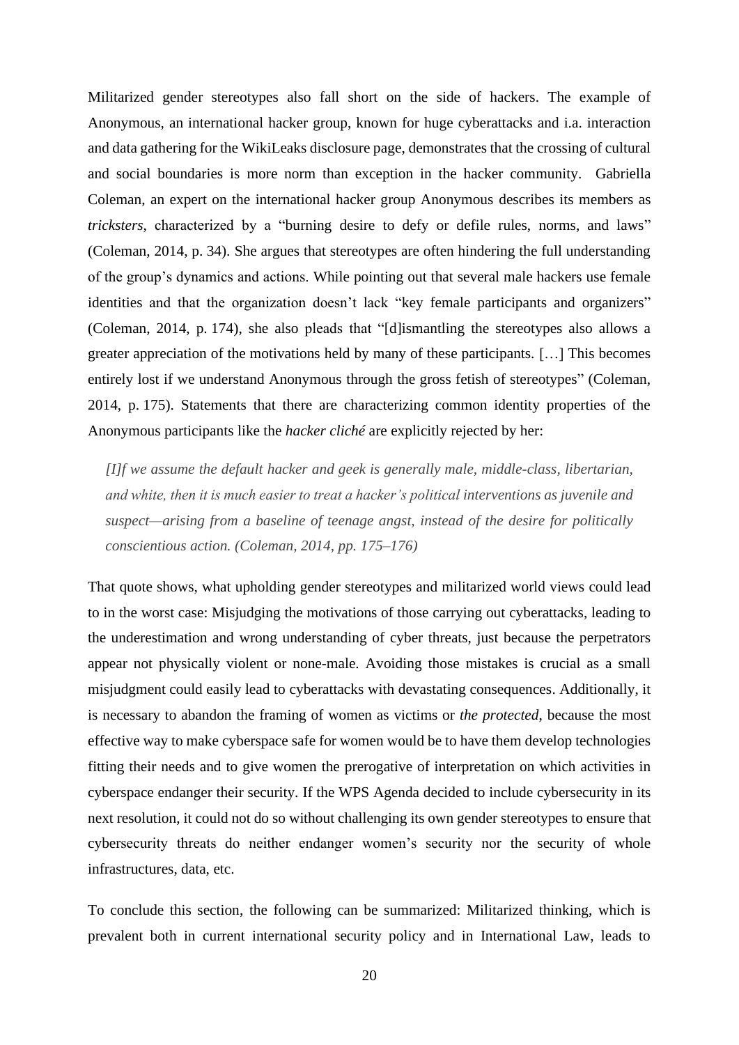Militarized gender stereotypes also fall short on the side of hackers. The example of Anonymous, an international hacker group, known for huge cyberattacks and i.a. interaction and data gathering for the WikiLeaks disclosure page, demonstrates that the crossing of cultural and social boundaries is more norm than exception in the hacker community. Gabriella Coleman, an expert on the international hacker group Anonymous describes its members as *tricksters*, characterized by a "burning desire to defy or defile rules, norms, and laws" (Coleman, 2014, p. 34). She argues that stereotypes are often hindering the full understanding of the group's dynamics and actions. While pointing out that several male hackers use female identities and that the organization doesn't lack "key female participants and organizers" (Coleman, 2014, p. 174), she also pleads that "[d]ismantling the stereotypes also allows a greater appreciation of the motivations held by many of these participants. […] This becomes entirely lost if we understand Anonymous through the gross fetish of stereotypes" (Coleman, 2014, p. 175). Statements that there are characterizing common identity properties of the Anonymous participants like the *hacker cliché* are explicitly rejected by her:

> *[I]f we assume the default hacker and geek is generally male, middle-class, libertarian, and white, then it is much easier to treat a hacker's political interventions as juvenile and suspect—arising from a baseline of teenage angst, instead of the desire for politically conscientious action. (Coleman, 2014, pp. 175–176)*

That quote shows, what upholding gender stereotypes and militarized world views could lead to in the worst case: Misjudging the motivations of those carrying out cyberattacks, leading to the underestimation and wrong understanding of cyber threats, just because the perpetrators appear not physically violent or none-male. Avoiding those mistakes is crucial as a small misjudgment could easily lead to cyberattacks with devastating consequences. Additionally, it is necessary to abandon the framing of women as victims or *the protected*, because the most effective way to make cyberspace safe for women would be to have them develop technologies fitting their needs and to give women the prerogative of interpretation on which activities in cyberspace endanger their security. If the WPS Agenda decided to include cybersecurity in its next resolution, it could not do so without challenging its own gender stereotypes to ensure that cybersecurity threats do neither endanger women's security nor the security of whole infrastructures, data, etc.

To conclude this section, the following can be summarized: Militarized thinking, which is prevalent both in current international security policy and in International Law, leads to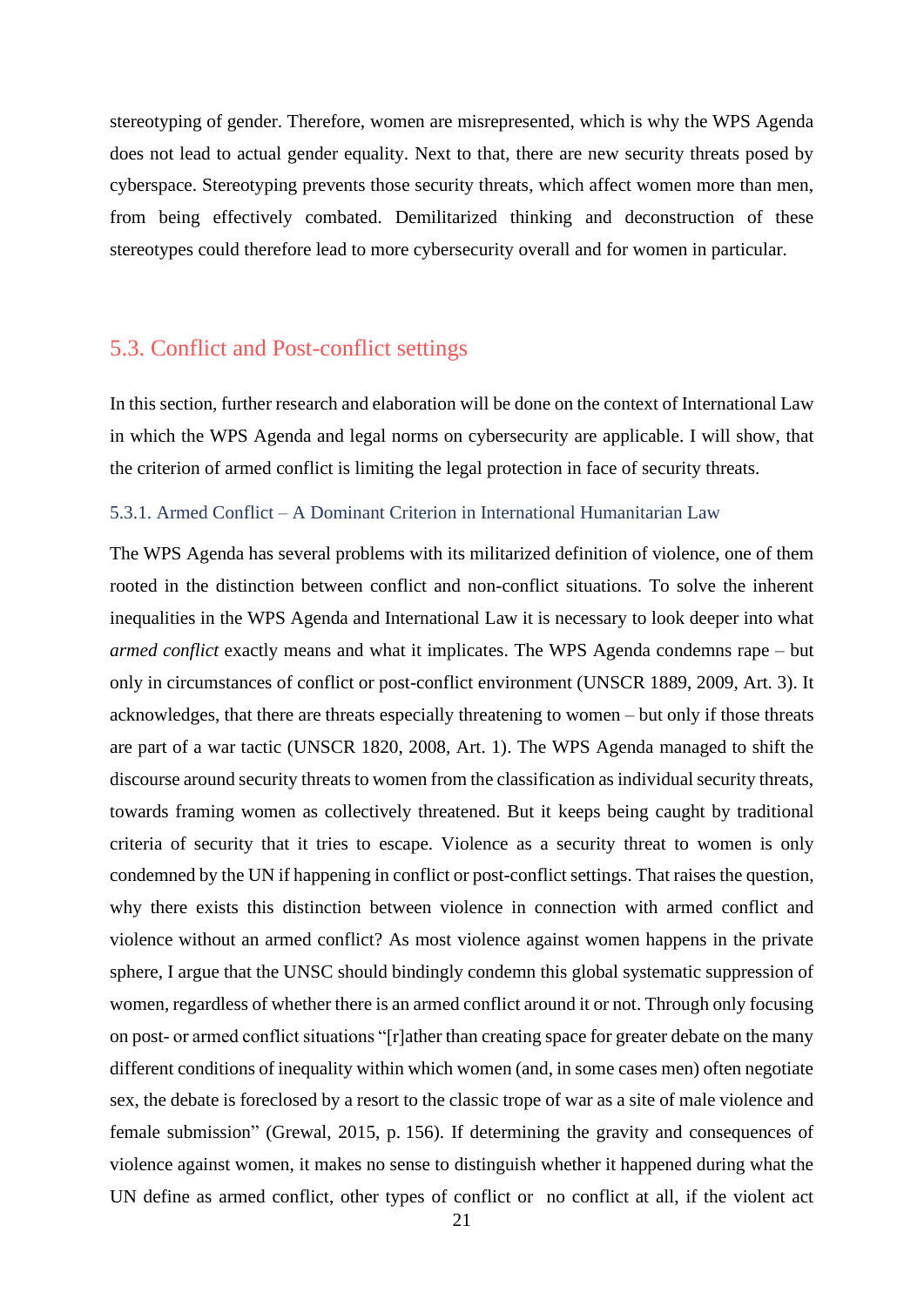stereotyping of gender. Therefore, women are misrepresented, which is why the WPS Agenda does not lead to actual gender equality. Next to that, there are new security threats posed by cyberspace. Stereotyping prevents those security threats, which affect women more than men, from being effectively combated. Demilitarized thinking and deconstruction of these stereotypes could therefore lead to more cybersecurity overall and for women in particular.

## 5.3. Conflict and Post-conflict settings

In this section, further research and elaboration will be done on the context of International Law in which the WPS Agenda and legal norms on cybersecurity are applicable. I will show, that the criterion of armed conflict is limiting the legal protection in face of security threats.

### 5.3.1. Armed Conflict – A Dominant Criterion in International Humanitarian Law

The WPS Agenda has several problems with its militarized definition of violence, one of them rooted in the distinction between conflict and non-conflict situations. To solve the inherent inequalities in the WPS Agenda and International Law it is necessary to look deeper into what *armed conflict* exactly means and what it implicates. The WPS Agenda condemns rape – but only in circumstances of conflict or post-conflict environment (UNSCR 1889, 2009, Art. 3). It acknowledges, that there are threats especially threatening to women – but only if those threats are part of a war tactic (UNSCR 1820, 2008, Art. 1). The WPS Agenda managed to shift the discourse around security threats to women from the classification as individual security threats, towards framing women as collectively threatened. But it keeps being caught by traditional criteria of security that it tries to escape. Violence as a security threat to women is only condemned by the UN if happening in conflict or post-conflict settings. That raises the question, why there exists this distinction between violence in connection with armed conflict and violence without an armed conflict? As most violence against women happens in the private sphere, I argue that the UNSC should bindingly condemn this global systematic suppression of women, regardless of whether there is an armed conflict around it or not. Through only focusing on post- or armed conflict situations "[r]ather than creating space for greater debate on the many different conditions of inequality within which women (and, in some cases men) often negotiate sex, the debate is foreclosed by a resort to the classic trope of war as a site of male violence and female submission" (Grewal, 2015, p. 156). If determining the gravity and consequences of violence against women, it makes no sense to distinguish whether it happened during what the UN define as armed conflict, other types of conflict or no conflict at all, if the violent act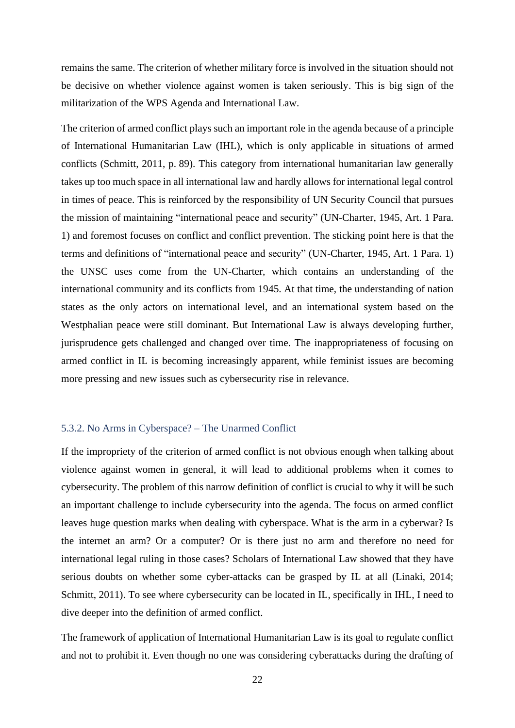remains the same. The criterion of whether military force is involved in the situation should not be decisive on whether violence against women is taken seriously. This is big sign of the militarization of the WPS Agenda and International Law.

The criterion of armed conflict plays such an important role in the agenda because of a principle of International Humanitarian Law (IHL), which is only applicable in situations of armed conflicts (Schmitt, 2011, p. 89). This category from international humanitarian law generally takes up too much space in all international law and hardly allows for international legal control in times of peace. This is reinforced by the responsibility of UN Security Council that pursues the mission of maintaining "international peace and security" (UN-Charter, 1945, Art. 1 Para. 1) and foremost focuses on conflict and conflict prevention. The sticking point here is that the terms and definitions of "international peace and security" (UN-Charter, 1945, Art. 1 Para. 1) the UNSC uses come from the UN-Charter, which contains an understanding of the international community and its conflicts from 1945. At that time, the understanding of nation states as the only actors on international level, and an international system based on the Westphalian peace were still dominant. But International Law is always developing further, jurisprudence gets challenged and changed over time. The inappropriateness of focusing on armed conflict in IL is becoming increasingly apparent, while feminist issues are becoming more pressing and new issues such as cybersecurity rise in relevance.

### 5.3.2. No Arms in Cyberspace? – The Unarmed Conflict

If the impropriety of the criterion of armed conflict is not obvious enough when talking about violence against women in general, it will lead to additional problems when it comes to cybersecurity. The problem of this narrow definition of conflict is crucial to why it will be such an important challenge to include cybersecurity into the agenda. The focus on armed conflict leaves huge question marks when dealing with cyberspace. What is the arm in a cyberwar? Is the internet an arm? Or a computer? Or is there just no arm and therefore no need for international legal ruling in those cases? Scholars of International Law showed that they have serious doubts on whether some cyber-attacks can be grasped by IL at all (Linaki, 2014; Schmitt, 2011). To see where cybersecurity can be located in IL, specifically in IHL, I need to dive deeper into the definition of armed conflict.

The framework of application of International Humanitarian Law is its goal to regulate conflict and not to prohibit it. Even though no one was considering cyberattacks during the drafting of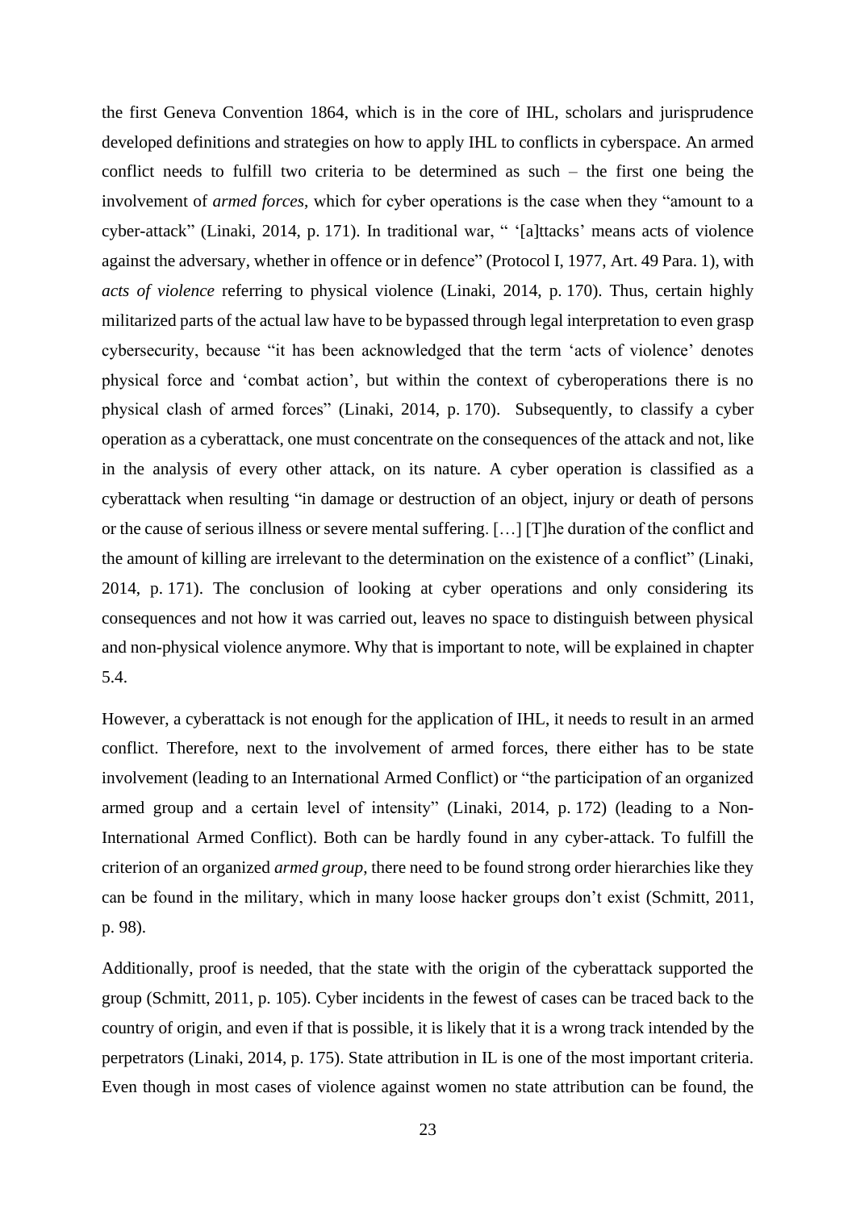the first Geneva Convention 1864, which is in the core of IHL, scholars and jurisprudence developed definitions and strategies on how to apply IHL to conflicts in cyberspace. An armed conflict needs to fulfill two criteria to be determined as such – the first one being the involvement of *armed forces*, which for cyber operations is the case when they "amount to a cyber-attack" (Linaki, 2014, p. 171). In traditional war, " '[a]ttacks' means acts of violence against the adversary, whether in offence or in defence" (Protocol I, 1977, Art. 49 Para. 1), with *acts of violence* referring to physical violence (Linaki, 2014, p. 170). Thus, certain highly militarized parts of the actual law have to be bypassed through legal interpretation to even grasp cybersecurity, because "it has been acknowledged that the term 'acts of violence' denotes physical force and 'combat action', but within the context of cyberoperations there is no physical clash of armed forces" (Linaki, 2014, p. 170). Subsequently, to classify a cyber operation as a cyberattack, one must concentrate on the consequences of the attack and not, like in the analysis of every other attack, on its nature. A cyber operation is classified as a cyberattack when resulting "in damage or destruction of an object, injury or death of persons or the cause of serious illness or severe mental suffering. […] [T]he duration of the conflict and the amount of killing are irrelevant to the determination on the existence of a conflict" (Linaki, 2014, p. 171). The conclusion of looking at cyber operations and only considering its consequences and not how it was carried out, leaves no space to distinguish between physical and non-physical violence anymore. Why that is important to note, will be explained in chapter 5.4.

However, a cyberattack is not enough for the application of IHL, it needs to result in an armed conflict. Therefore, next to the involvement of armed forces, there either has to be state involvement (leading to an International Armed Conflict) or "the participation of an organized armed group and a certain level of intensity" (Linaki, 2014, p. 172) (leading to a Non-International Armed Conflict). Both can be hardly found in any cyber-attack. To fulfill the criterion of an organized *armed group*, there need to be found strong order hierarchies like they can be found in the military, which in many loose hacker groups don't exist (Schmitt, 2011, p. 98).

Additionally, proof is needed, that the state with the origin of the cyberattack supported the group (Schmitt, 2011, p. 105). Cyber incidents in the fewest of cases can be traced back to the country of origin, and even if that is possible, it is likely that it is a wrong track intended by the perpetrators (Linaki, 2014, p. 175). State attribution in IL is one of the most important criteria. Even though in most cases of violence against women no state attribution can be found, the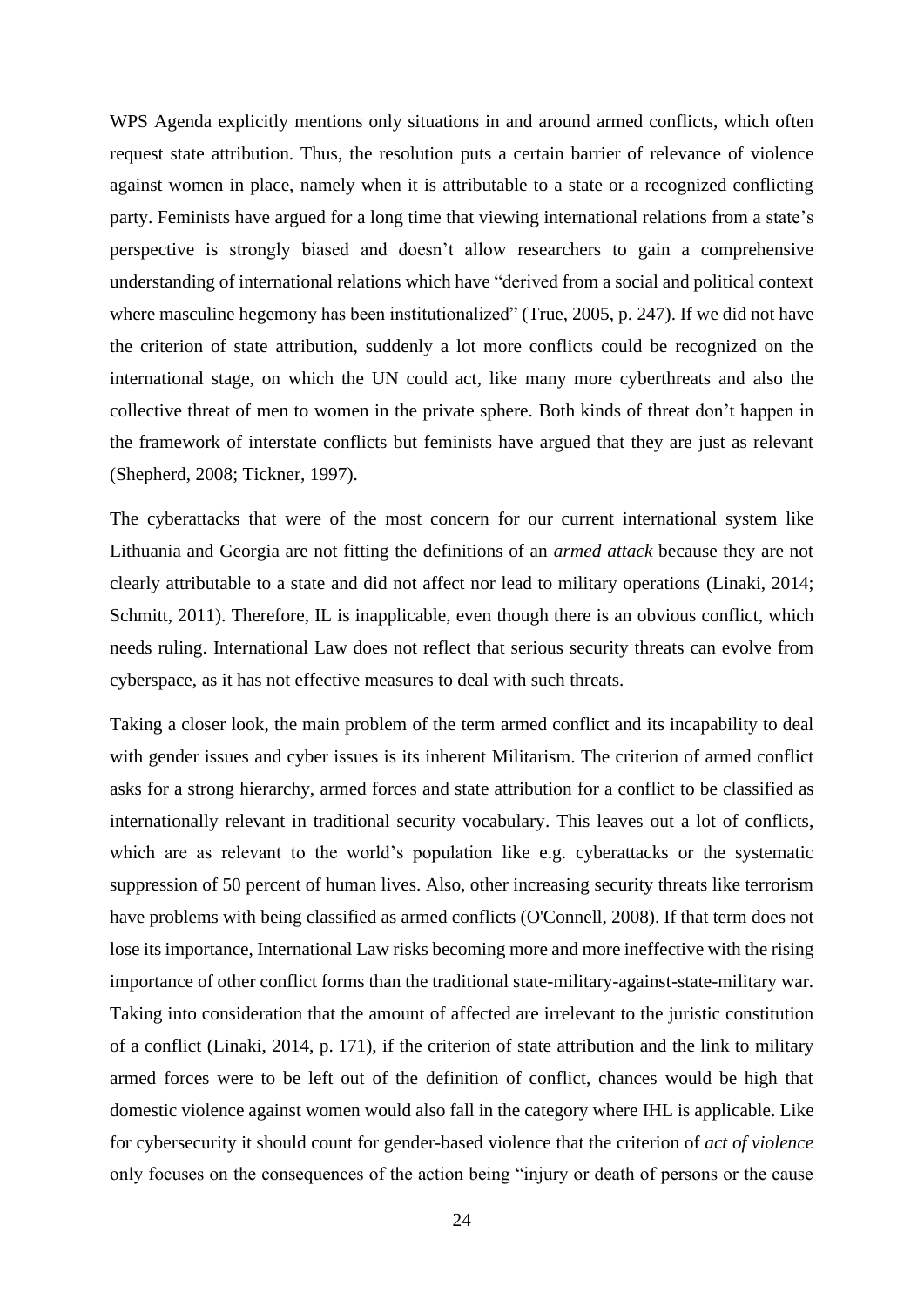WPS Agenda explicitly mentions only situations in and around armed conflicts, which often request state attribution. Thus, the resolution puts a certain barrier of relevance of violence against women in place, namely when it is attributable to a state or a recognized conflicting party. Feminists have argued for a long time that viewing international relations from a state's perspective is strongly biased and doesn't allow researchers to gain a comprehensive understanding of international relations which have "derived from a social and political context where masculine hegemony has been institutionalized" (True, 2005, p. 247). If we did not have the criterion of state attribution, suddenly a lot more conflicts could be recognized on the international stage, on which the UN could act, like many more cyberthreats and also the collective threat of men to women in the private sphere. Both kinds of threat don't happen in the framework of interstate conflicts but feminists have argued that they are just as relevant (Shepherd, 2008; Tickner, 1997).

The cyberattacks that were of the most concern for our current international system like Lithuania and Georgia are not fitting the definitions of an *armed attack* because they are not clearly attributable to a state and did not affect nor lead to military operations (Linaki, 2014; Schmitt, 2011). Therefore, IL is inapplicable, even though there is an obvious conflict, which needs ruling. International Law does not reflect that serious security threats can evolve from cyberspace, as it has not effective measures to deal with such threats.

Taking a closer look, the main problem of the term armed conflict and its incapability to deal with gender issues and cyber issues is its inherent Militarism. The criterion of armed conflict asks for a strong hierarchy, armed forces and state attribution for a conflict to be classified as internationally relevant in traditional security vocabulary. This leaves out a lot of conflicts, which are as relevant to the world's population like e.g. cyberattacks or the systematic suppression of 50 percent of human lives. Also, other increasing security threats like terrorism have problems with being classified as armed conflicts (O'Connell, 2008). If that term does not lose its importance, International Law risks becoming more and more ineffective with the rising importance of other conflict forms than the traditional state-military-against-state-military war. Taking into consideration that the amount of affected are irrelevant to the juristic constitution of a conflict (Linaki, 2014, p. 171), if the criterion of state attribution and the link to military armed forces were to be left out of the definition of conflict, chances would be high that domestic violence against women would also fall in the category where IHL is applicable. Like for cybersecurity it should count for gender-based violence that the criterion of *act of violence* only focuses on the consequences of the action being "injury or death of persons or the cause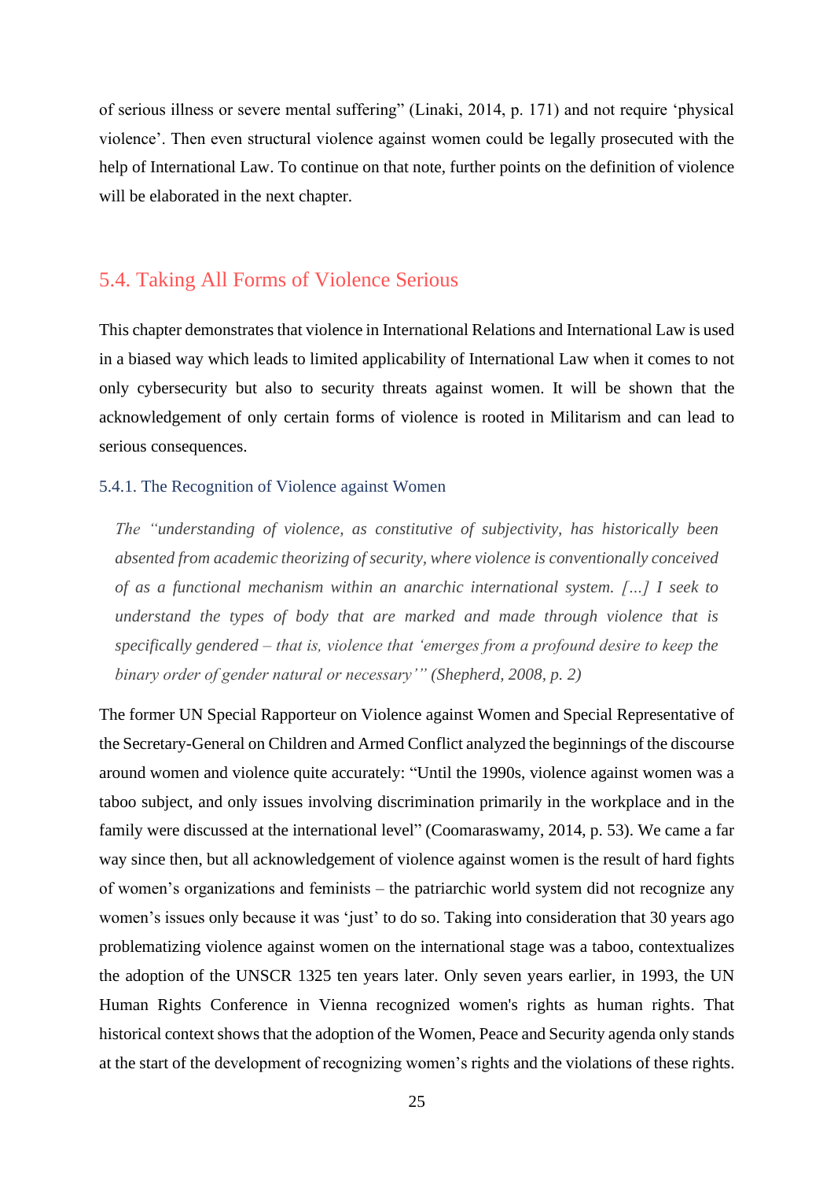of serious illness or severe mental suffering" (Linaki, 2014, p. 171) and not require 'physical violence'. Then even structural violence against women could be legally prosecuted with the help of International Law. To continue on that note, further points on the definition of violence will be elaborated in the next chapter.

## 5.4. Taking All Forms of Violence Serious

This chapter demonstrates that violence in International Relations and International Law is used in a biased way which leads to limited applicability of International Law when it comes to not only cybersecurity but also to security threats against women. It will be shown that the acknowledgement of only certain forms of violence is rooted in Militarism and can lead to serious consequences.

### 5.4.1. The Recognition of Violence against Women

> *The "understanding of violence, as constitutive of subjectivity, has historically been absented from academic theorizing of security, where violence is conventionally conceived of as a functional mechanism within an anarchic international system. […] I seek to understand the types of body that are marked and made through violence that is specifically gendered – that is, violence that 'emerges from a profound desire to keep the binary order of gender natural or necessary'" (Shepherd, 2008, p. 2)*

The former UN Special Rapporteur on Violence against Women and Special Representative of the Secretary-General on Children and Armed Conflict analyzed the beginnings of the discourse around women and violence quite accurately: "Until the 1990s, violence against women was a taboo subject, and only issues involving discrimination primarily in the workplace and in the family were discussed at the international level" (Coomaraswamy, 2014, p. 53). We came a far way since then, but all acknowledgement of violence against women is the result of hard fights of women's organizations and feminists – the patriarchic world system did not recognize any women's issues only because it was 'just' to do so. Taking into consideration that 30 years ago problematizing violence against women on the international stage was a taboo, contextualizes the adoption of the UNSCR 1325 ten years later. Only seven years earlier, in 1993, the UN Human Rights Conference in Vienna recognized women's rights as human rights. That historical context shows that the adoption of the Women, Peace and Security agenda only stands at the start of the development of recognizing women's rights and the violations of these rights.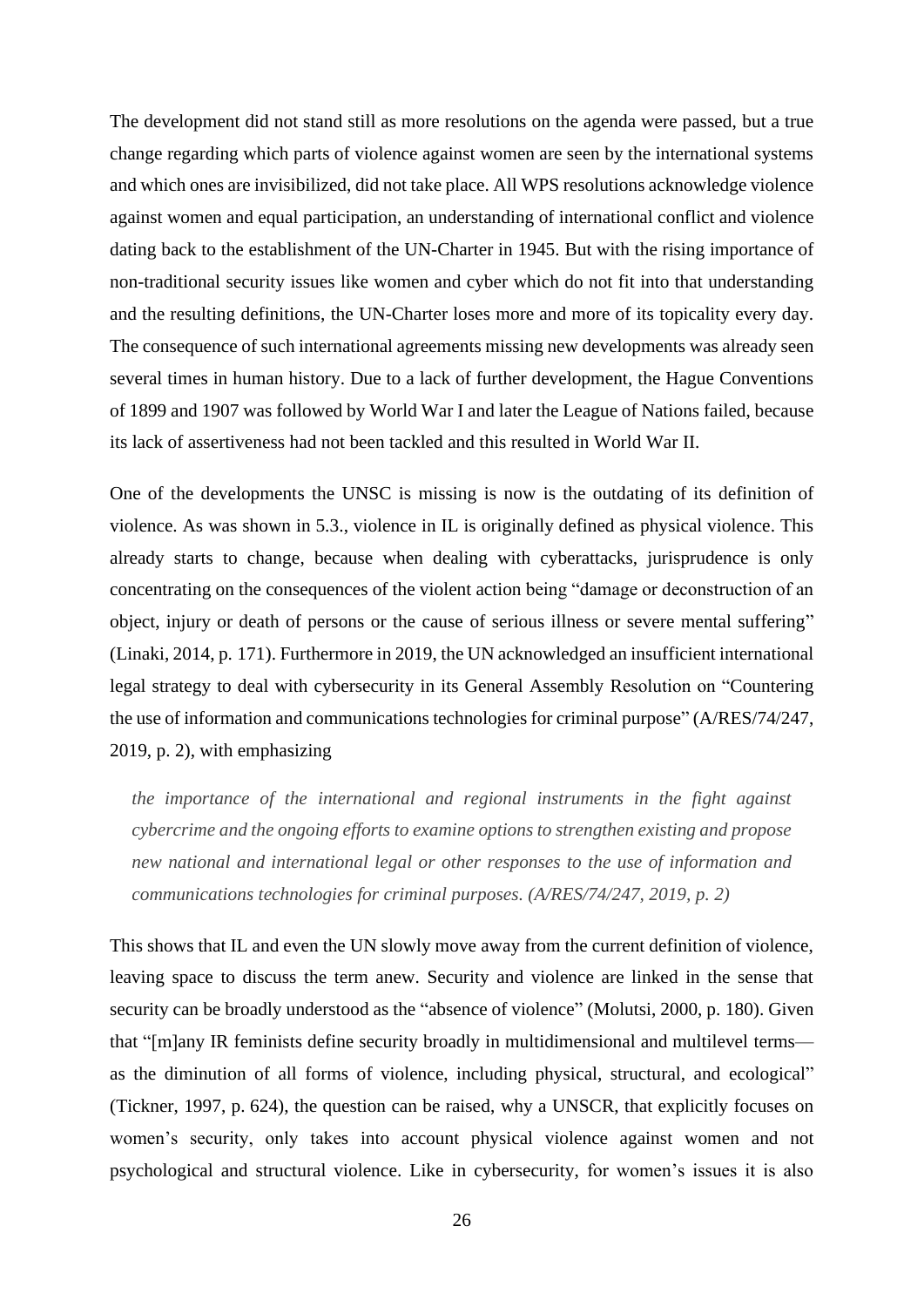The development did not stand still as more resolutions on the agenda were passed, but a true change regarding which parts of violence against women are seen by the international systems and which ones are invisibilized, did not take place. All WPS resolutions acknowledge violence against women and equal participation, an understanding of international conflict and violence dating back to the establishment of the UN-Charter in 1945. But with the rising importance of non-traditional security issues like women and cyber which do not fit into that understanding and the resulting definitions, the UN-Charter loses more and more of its topicality every day. The consequence of such international agreements missing new developments was already seen several times in human history. Due to a lack of further development, the Hague Conventions of 1899 and 1907 was followed by World War I and later the League of Nations failed, because its lack of assertiveness had not been tackled and this resulted in World War II.

One of the developments the UNSC is missing is now is the outdating of its definition of violence. As was shown in 5.3., violence in IL is originally defined as physical violence. This already starts to change, because when dealing with cyberattacks, jurisprudence is only concentrating on the consequences of the violent action being “damage or deconstruction of an object, injury or death of persons or the cause of serious illness or severe mental suffering” (Linaki, 2014, p. 171). Furthermore in 2019, the UN acknowledged an insufficient international legal strategy to deal with cybersecurity in its General Assembly Resolution on “Countering the use of information and communications technologies for criminal purpose” (A/RES/74/247, 2019, p. 2), with emphasizing

> *the importance of the international and regional instruments in the fight against cybercrime and the ongoing efforts to examine options to strengthen existing and propose new national and international legal or other responses to the use of information and communications technologies for criminal purposes. (A/RES/74/247, 2019, p. 2)*

This shows that IL and even the UN slowly move away from the current definition of violence, leaving space to discuss the term anew. Security and violence are linked in the sense that security can be broadly understood as the “absence of violence” (Molutsi, 2000, p. 180). Given that “[m]any IR feminists define security broadly in multidimensional and multilevel terms—as the diminution of all forms of violence, including physical, structural, and ecological” (Tickner, 1997, p. 624), the question can be raised, why a UNSCR, that explicitly focuses on women’s security, only takes into account physical violence against women and not psychological and structural violence. Like in cybersecurity, for women’s issues it is also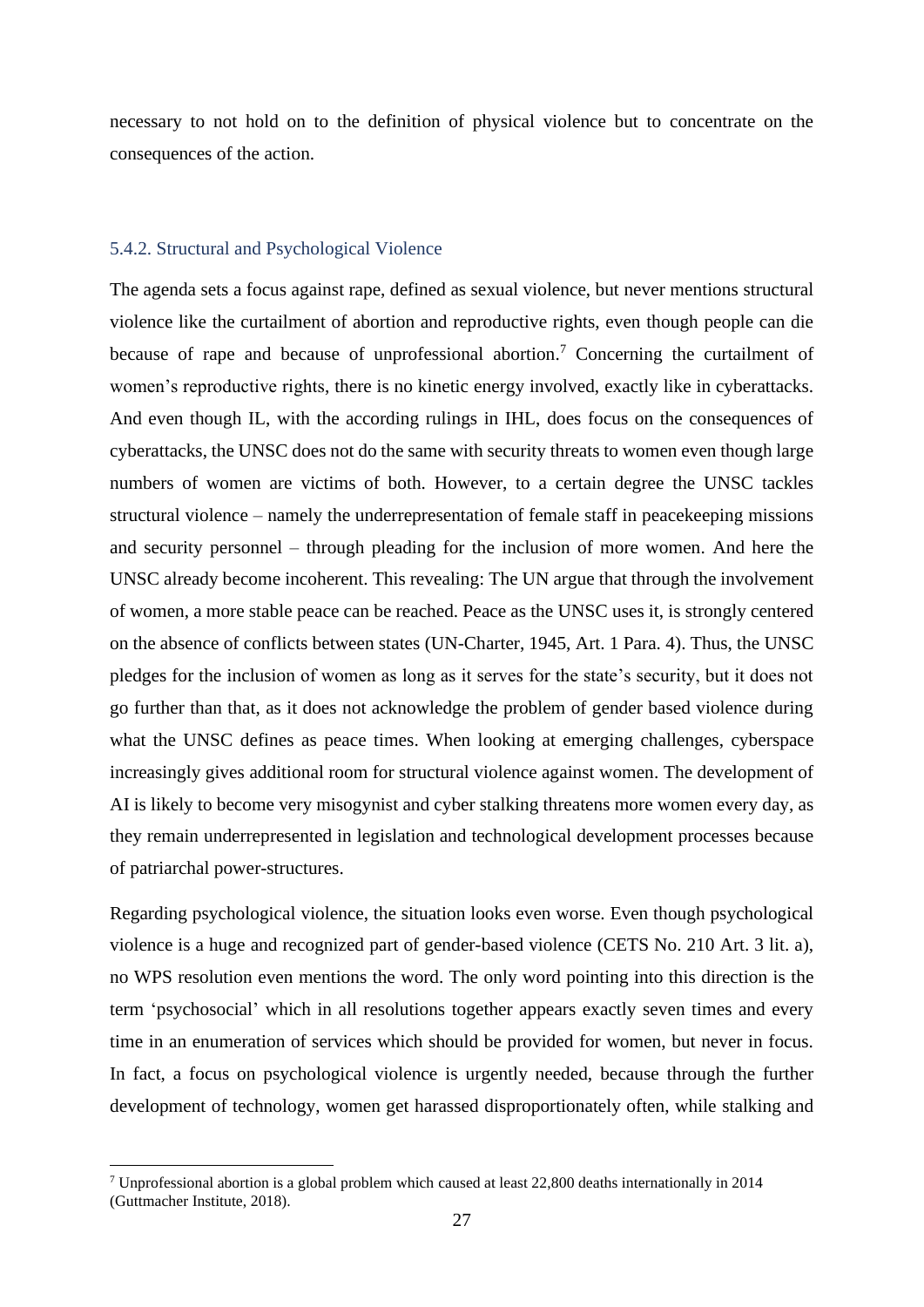necessary to not hold on to the definition of physical violence but to concentrate on the consequences of the action.

### 5.4.2. Structural and Psychological Violence

The agenda sets a focus against rape, defined as sexual violence, but never mentions structural violence like the curtailment of abortion and reproductive rights, even though people can die because of rape and because of unprofessional abortion.[7] Concerning the curtailment of women's reproductive rights, there is no kinetic energy involved, exactly like in cyberattacks. And even though IL, with the according rulings in IHL, does focus on the consequences of cyberattacks, the UNSC does not do the same with security threats to women even though large numbers of women are victims of both. However, to a certain degree the UNSC tackles structural violence – namely the underrepresentation of female staff in peacekeeping missions and security personnel – through pleading for the inclusion of more women. And here the UNSC already become incoherent. This revealing: The UN argue that through the involvement of women, a more stable peace can be reached. Peace as the UNSC uses it, is strongly centered on the absence of conflicts between states (UN-Charter, 1945, Art. 1 Para. 4). Thus, the UNSC pledges for the inclusion of women as long as it serves for the state's security, but it does not go further than that, as it does not acknowledge the problem of gender based violence during what the UNSC defines as peace times. When looking at emerging challenges, cyberspace increasingly gives additional room for structural violence against women. The development of AI is likely to become very misogynist and cyber stalking threatens more women every day, as they remain underrepresented in legislation and technological development processes because of patriarchal power-structures.

Regarding psychological violence, the situation looks even worse. Even though psychological violence is a huge and recognized part of gender-based violence (CETS No. 210 Art. 3 lit. a), no WPS resolution even mentions the word. The only word pointing into this direction is the term 'psychosocial' which in all resolutions together appears exactly seven times and every time in an enumeration of services which should be provided for women, but never in focus. In fact, a focus on psychological violence is urgently needed, because through the further development of technology, women get harassed disproportionately often, while stalking and

[7] Unprofessional abortion is a global problem which caused at least 22,800 deaths internationally in 2014 (Guttmacher Institute, 2018).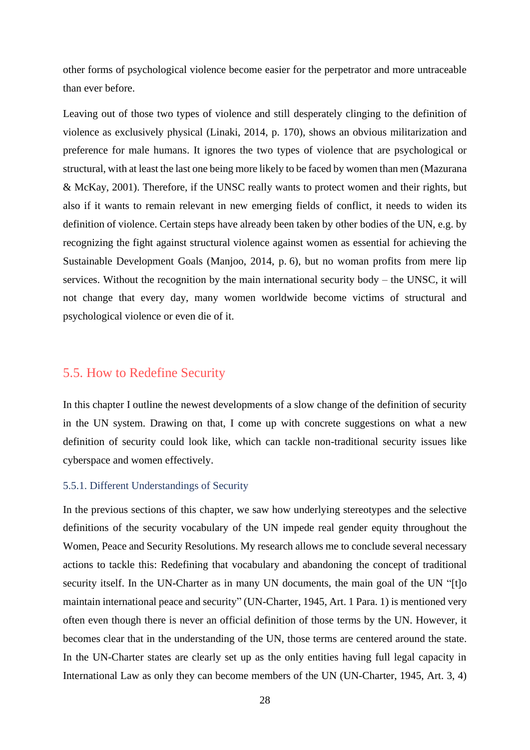other forms of psychological violence become easier for the perpetrator and more untraceable than ever before.

Leaving out of those two types of violence and still desperately clinging to the definition of violence as exclusively physical (Linaki, 2014, p. 170), shows an obvious militarization and preference for male humans. It ignores the two types of violence that are psychological or structural, with at least the last one being more likely to be faced by women than men (Mazurana & McKay, 2001). Therefore, if the UNSC really wants to protect women and their rights, but also if it wants to remain relevant in new emerging fields of conflict, it needs to widen its definition of violence. Certain steps have already been taken by other bodies of the UN, e.g. by recognizing the fight against structural violence against women as essential for achieving the Sustainable Development Goals (Manjoo, 2014, p. 6), but no woman profits from mere lip services. Without the recognition by the main international security body – the UNSC, it will not change that every day, many women worldwide become victims of structural and psychological violence or even die of it.

## 5.5. How to Redefine Security

In this chapter I outline the newest developments of a slow change of the definition of security in the UN system. Drawing on that, I come up with concrete suggestions on what a new definition of security could look like, which can tackle non-traditional security issues like cyberspace and women effectively.

### 5.5.1. Different Understandings of Security

In the previous sections of this chapter, we saw how underlying stereotypes and the selective definitions of the security vocabulary of the UN impede real gender equity throughout the Women, Peace and Security Resolutions. My research allows me to conclude several necessary actions to tackle this: Redefining that vocabulary and abandoning the concept of traditional security itself. In the UN-Charter as in many UN documents, the main goal of the UN "[t]o maintain international peace and security" (UN-Charter, 1945, Art. 1 Para. 1) is mentioned very often even though there is never an official definition of those terms by the UN. However, it becomes clear that in the understanding of the UN, those terms are centered around the state. In the UN-Charter states are clearly set up as the only entities having full legal capacity in International Law as only they can become members of the UN (UN-Charter, 1945, Art. 3, 4)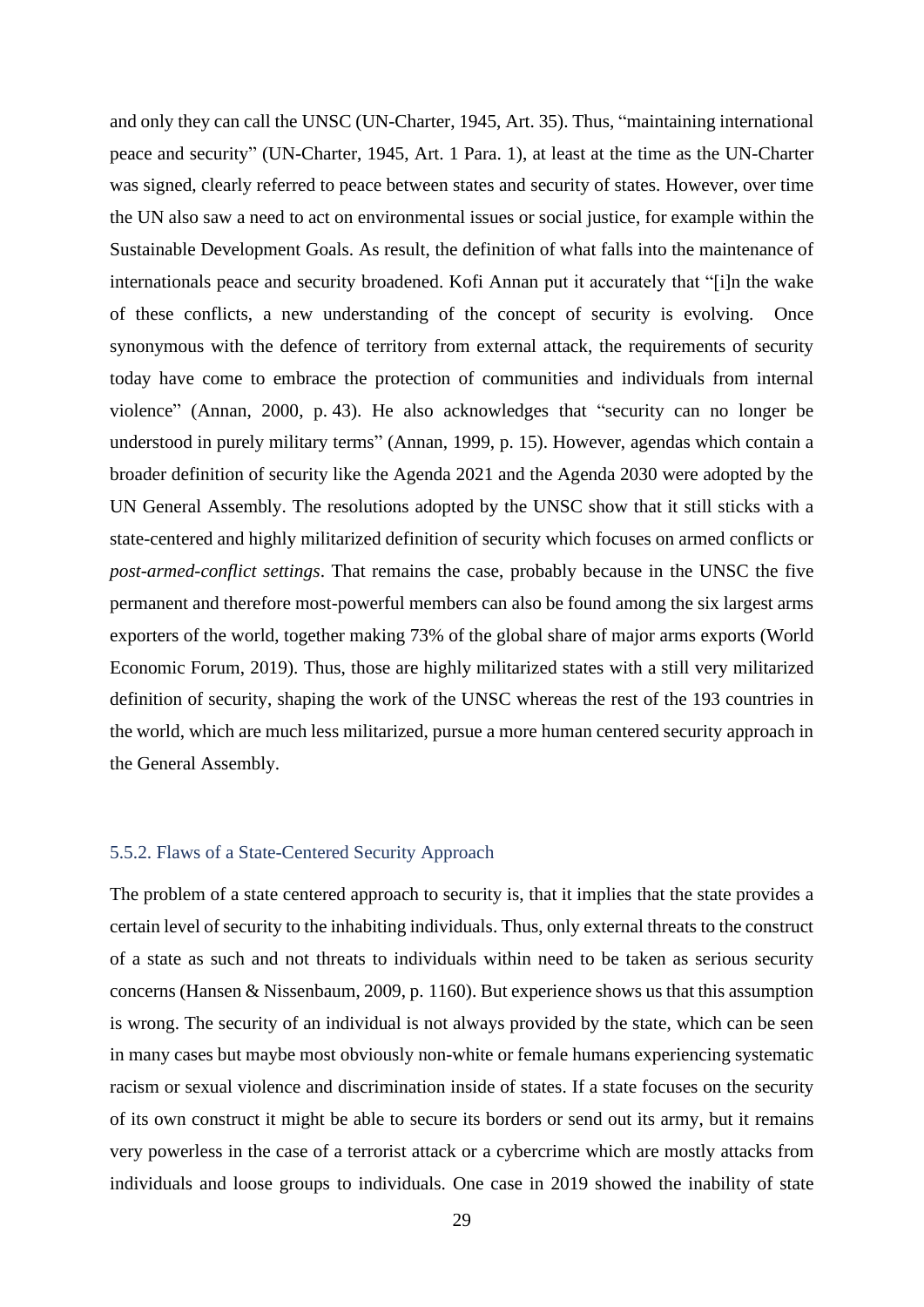and only they can call the UNSC (UN-Charter, 1945, Art. 35). Thus, "maintaining international peace and security" (UN-Charter, 1945, Art. 1 Para. 1), at least at the time as the UN-Charter was signed, clearly referred to peace between states and security of states. However, over time the UN also saw a need to act on environmental issues or social justice, for example within the Sustainable Development Goals. As result, the definition of what falls into the maintenance of internationals peace and security broadened. Kofi Annan put it accurately that "[i]n the wake of these conflicts, a new understanding of the concept of security is evolving. Once synonymous with the defence of territory from external attack, the requirements of security today have come to embrace the protection of communities and individuals from internal violence" (Annan, 2000, p. 43). He also acknowledges that "security can no longer be understood in purely military terms" (Annan, 1999, p. 15). However, agendas which contain a broader definition of security like the Agenda 2021 and the Agenda 2030 were adopted by the UN General Assembly. The resolutions adopted by the UNSC show that it still sticks with a state-centered and highly militarized definition of security which focuses on armed conflicts or *post-armed-conflict settings*. That remains the case, probably because in the UNSC the five permanent and therefore most-powerful members can also be found among the six largest arms exporters of the world, together making 73% of the global share of major arms exports (World Economic Forum, 2019). Thus, those are highly militarized states with a still very militarized definition of security, shaping the work of the UNSC whereas the rest of the 193 countries in the world, which are much less militarized, pursue a more human centered security approach in the General Assembly.

### 5.5.2. Flaws of a State-Centered Security Approach

The problem of a state centered approach to security is, that it implies that the state provides a certain level of security to the inhabiting individuals. Thus, only external threats to the construct of a state as such and not threats to individuals within need to be taken as serious security concerns (Hansen & Nissenbaum, 2009, p. 1160). But experience shows us that this assumption is wrong. The security of an individual is not always provided by the state, which can be seen in many cases but maybe most obviously non-white or female humans experiencing systematic racism or sexual violence and discrimination inside of states. If a state focuses on the security of its own construct it might be able to secure its borders or send out its army, but it remains very powerless in the case of a terrorist attack or a cybercrime which are mostly attacks from individuals and loose groups to individuals. One case in 2019 showed the inability of state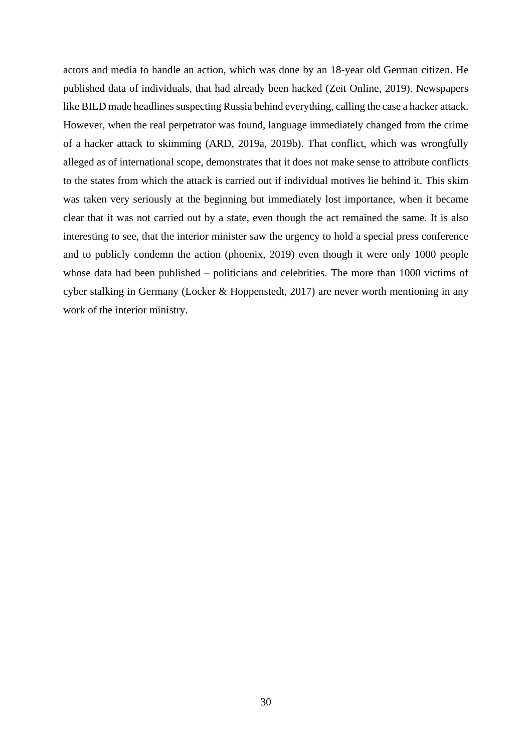actors and media to handle an action, which was done by an 18-year old German citizen. He published data of individuals, that had already been hacked (Zeit Online, 2019). Newspapers like BILD made headlines suspecting Russia behind everything, calling the case a hacker attack. However, when the real perpetrator was found, language immediately changed from the crime of a hacker attack to skimming (ARD, 2019a, 2019b). That conflict, which was wrongfully alleged as of international scope, demonstrates that it does not make sense to attribute conflicts to the states from which the attack is carried out if individual motives lie behind it. This skim was taken very seriously at the beginning but immediately lost importance, when it became clear that it was not carried out by a state, even though the act remained the same. It is also interesting to see, that the interior minister saw the urgency to hold a special press conference and to publicly condemn the action (phoenix, 2019) even though it were only 1000 people whose data had been published – politicians and celebrities. The more than 1000 victims of cyber stalking in Germany (Locker & Hoppenstedt, 2017) are never worth mentioning in any work of the interior ministry.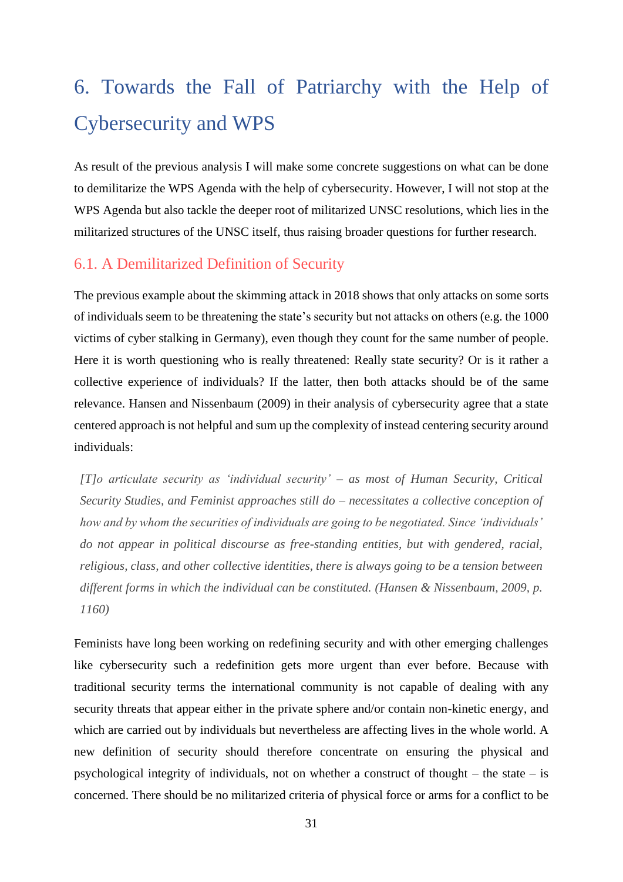# 6. Towards the Fall of Patriarchy with the Help of Cybersecurity and WPS

As result of the previous analysis I will make some concrete suggestions on what can be done to demilitarize the WPS Agenda with the help of cybersecurity. However, I will not stop at the WPS Agenda but also tackle the deeper root of militarized UNSC resolutions, which lies in the militarized structures of the UNSC itself, thus raising broader questions for further research.

## 6.1. A Demilitarized Definition of Security

The previous example about the skimming attack in 2018 shows that only attacks on some sorts of individuals seem to be threatening the state's security but not attacks on others (e.g. the 1000 victims of cyber stalking in Germany), even though they count for the same number of people. Here it is worth questioning who is really threatened: Really state security? Or is it rather a collective experience of individuals? If the latter, then both attacks should be of the same relevance. Hansen and Nissenbaum (2009) in their analysis of cybersecurity agree that a state centered approach is not helpful and sum up the complexity of instead centering security around individuals:

> *[T]o articulate security as 'individual security' – as most of Human Security, Critical Security Studies, and Feminist approaches still do – necessitates a collective conception of how and by whom the securities of individuals are going to be negotiated. Since 'individuals' do not appear in political discourse as free-standing entities, but with gendered, racial, religious, class, and other collective identities, there is always going to be a tension between different forms in which the individual can be constituted. (Hansen & Nissenbaum, 2009, p. 1160)*

Feminists have long been working on redefining security and with other emerging challenges like cybersecurity such a redefinition gets more urgent than ever before. Because with traditional security terms the international community is not capable of dealing with any security threats that appear either in the private sphere and/or contain non-kinetic energy, and which are carried out by individuals but nevertheless are affecting lives in the whole world. A new definition of security should therefore concentrate on ensuring the physical and psychological integrity of individuals, not on whether a construct of thought – the state – is concerned. There should be no militarized criteria of physical force or arms for a conflict to be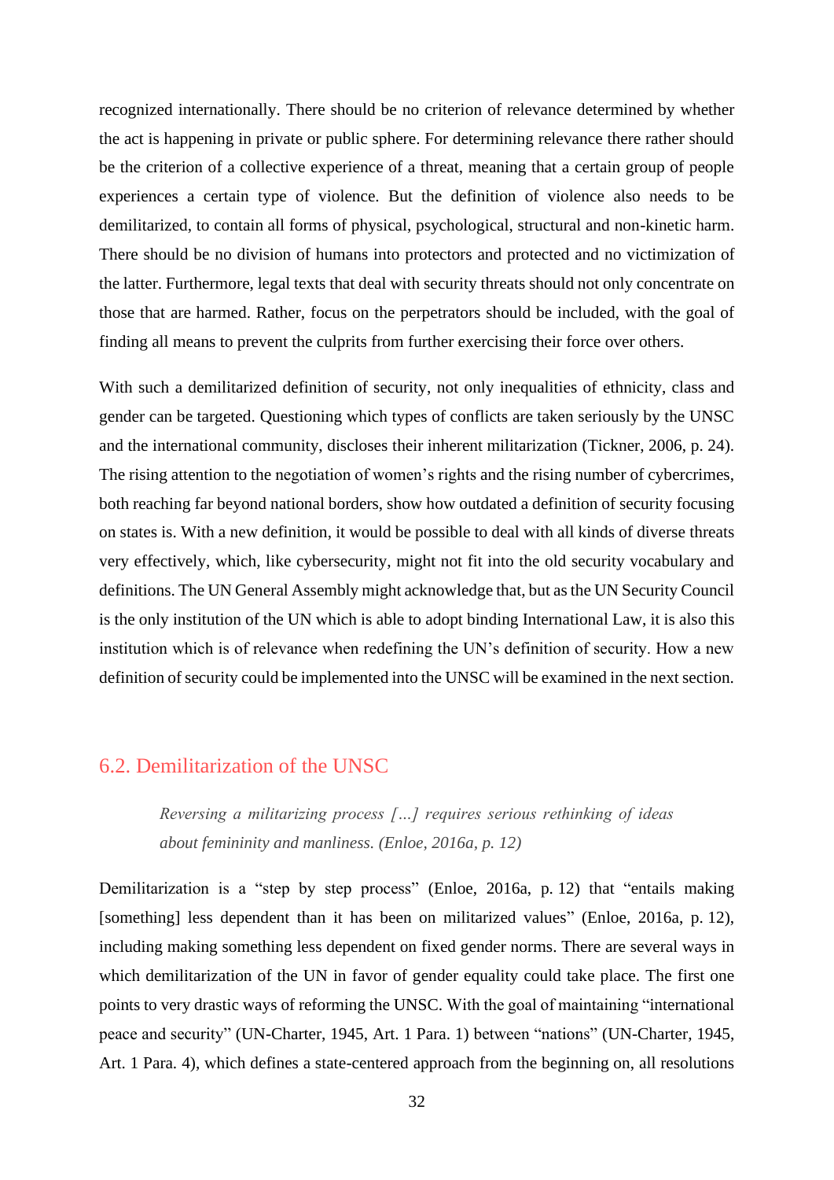recognized internationally. There should be no criterion of relevance determined by whether the act is happening in private or public sphere. For determining relevance there rather should be the criterion of a collective experience of a threat, meaning that a certain group of people experiences a certain type of violence. But the definition of violence also needs to be demilitarized, to contain all forms of physical, psychological, structural and non-kinetic harm. There should be no division of humans into protectors and protected and no victimization of the latter. Furthermore, legal texts that deal with security threats should not only concentrate on those that are harmed. Rather, focus on the perpetrators should be included, with the goal of finding all means to prevent the culprits from further exercising their force over others.

With such a demilitarized definition of security, not only inequalities of ethnicity, class and gender can be targeted. Questioning which types of conflicts are taken seriously by the UNSC and the international community, discloses their inherent militarization (Tickner, 2006, p. 24). The rising attention to the negotiation of women's rights and the rising number of cybercrimes, both reaching far beyond national borders, show how outdated a definition of security focusing on states is. With a new definition, it would be possible to deal with all kinds of diverse threats very effectively, which, like cybersecurity, might not fit into the old security vocabulary and definitions. The UN General Assembly might acknowledge that, but as the UN Security Council is the only institution of the UN which is able to adopt binding International Law, it is also this institution which is of relevance when redefining the UN's definition of security. How a new definition of security could be implemented into the UNSC will be examined in the next section.

## 6.2. Demilitarization of the UNSC

> *Reversing a militarizing process […] requires serious rethinking of ideas about femininity and manliness. (Enloe, 2016a, p. 12)*

Demilitarization is a "step by step process" (Enloe, 2016a, p. 12) that "entails making [something] less dependent than it has been on militarized values" (Enloe, 2016a, p. 12), including making something less dependent on fixed gender norms. There are several ways in which demilitarization of the UN in favor of gender equality could take place. The first one points to very drastic ways of reforming the UNSC. With the goal of maintaining "international peace and security" (UN-Charter, 1945, Art. 1 Para. 1) between "nations" (UN-Charter, 1945, Art. 1 Para. 4), which defines a state-centered approach from the beginning on, all resolutions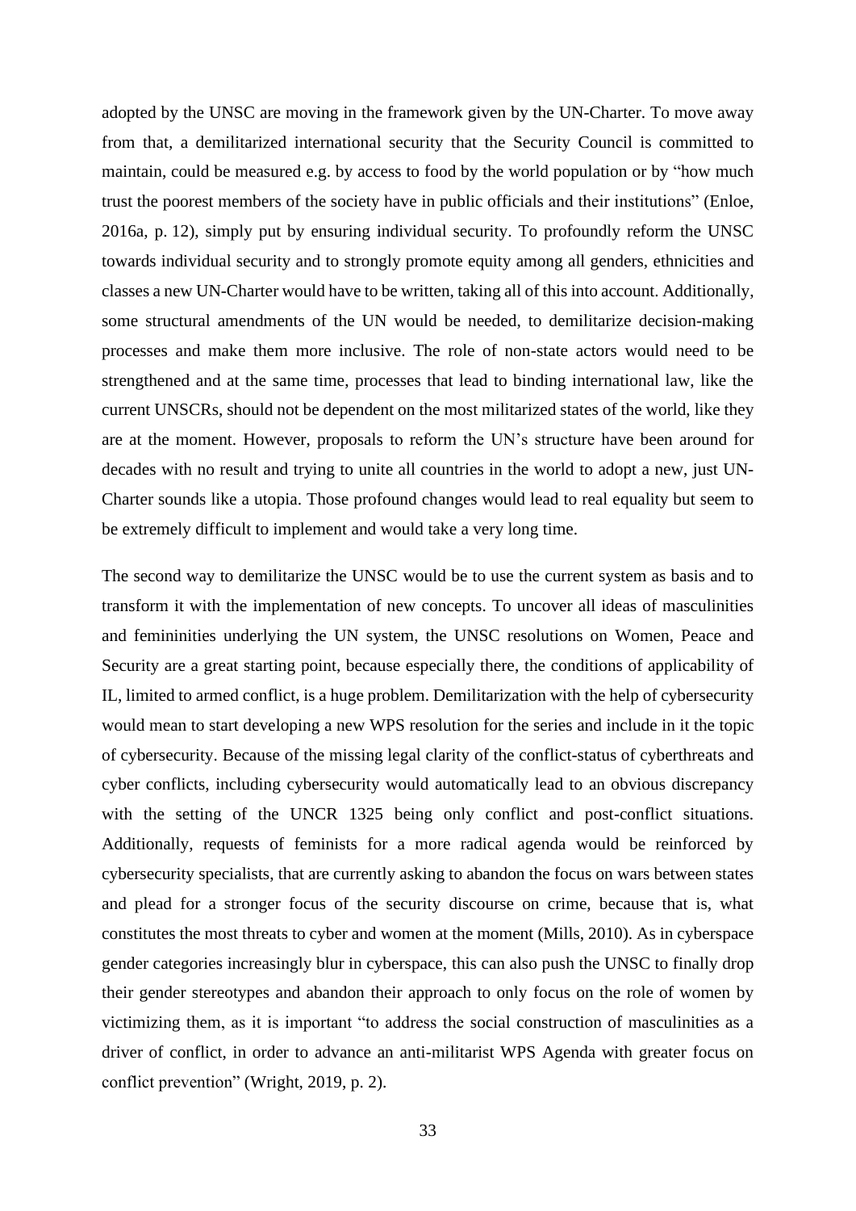adopted by the UNSC are moving in the framework given by the UN-Charter. To move away from that, a demilitarized international security that the Security Council is committed to maintain, could be measured e.g. by access to food by the world population or by "how much trust the poorest members of the society have in public officials and their institutions" (Enloe, 2016a, p. 12), simply put by ensuring individual security. To profoundly reform the UNSC towards individual security and to strongly promote equity among all genders, ethnicities and classes a new UN-Charter would have to be written, taking all of this into account. Additionally, some structural amendments of the UN would be needed, to demilitarize decision-making processes and make them more inclusive. The role of non-state actors would need to be strengthened and at the same time, processes that lead to binding international law, like the current UNSCRs, should not be dependent on the most militarized states of the world, like they are at the moment. However, proposals to reform the UN's structure have been around for decades with no result and trying to unite all countries in the world to adopt a new, just UN-Charter sounds like a utopia. Those profound changes would lead to real equality but seem to be extremely difficult to implement and would take a very long time.

The second way to demilitarize the UNSC would be to use the current system as basis and to transform it with the implementation of new concepts. To uncover all ideas of masculinities and femininities underlying the UN system, the UNSC resolutions on Women, Peace and Security are a great starting point, because especially there, the conditions of applicability of IL, limited to armed conflict, is a huge problem. Demilitarization with the help of cybersecurity would mean to start developing a new WPS resolution for the series and include in it the topic of cybersecurity. Because of the missing legal clarity of the conflict-status of cyberthreats and cyber conflicts, including cybersecurity would automatically lead to an obvious discrepancy with the setting of the UNCR 1325 being only conflict and post-conflict situations. Additionally, requests of feminists for a more radical agenda would be reinforced by cybersecurity specialists, that are currently asking to abandon the focus on wars between states and plead for a stronger focus of the security discourse on crime, because that is, what constitutes the most threats to cyber and women at the moment (Mills, 2010). As in cyberspace gender categories increasingly blur in cyberspace, this can also push the UNSC to finally drop their gender stereotypes and abandon their approach to only focus on the role of women by victimizing them, as it is important "to address the social construction of masculinities as a driver of conflict, in order to advance an anti-militarist WPS Agenda with greater focus on conflict prevention" (Wright, 2019, p. 2).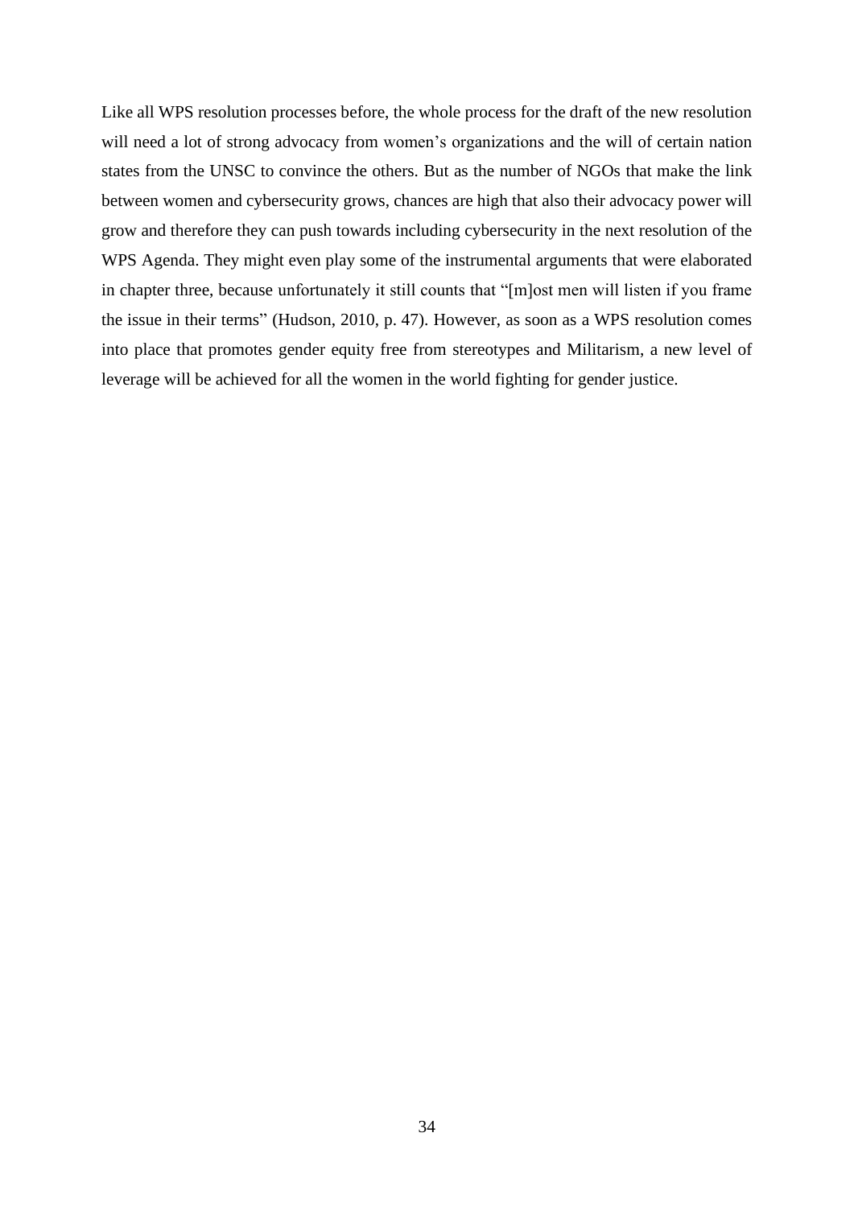Like all WPS resolution processes before, the whole process for the draft of the new resolution will need a lot of strong advocacy from women's organizations and the will of certain nation states from the UNSC to convince the others. But as the number of NGOs that make the link between women and cybersecurity grows, chances are high that also their advocacy power will grow and therefore they can push towards including cybersecurity in the next resolution of the WPS Agenda. They might even play some of the instrumental arguments that were elaborated in chapter three, because unfortunately it still counts that "[m]ost men will listen if you frame the issue in their terms" (Hudson, 2010, p. 47). However, as soon as a WPS resolution comes into place that promotes gender equity free from stereotypes and Militarism, a new level of leverage will be achieved for all the women in the world fighting for gender justice.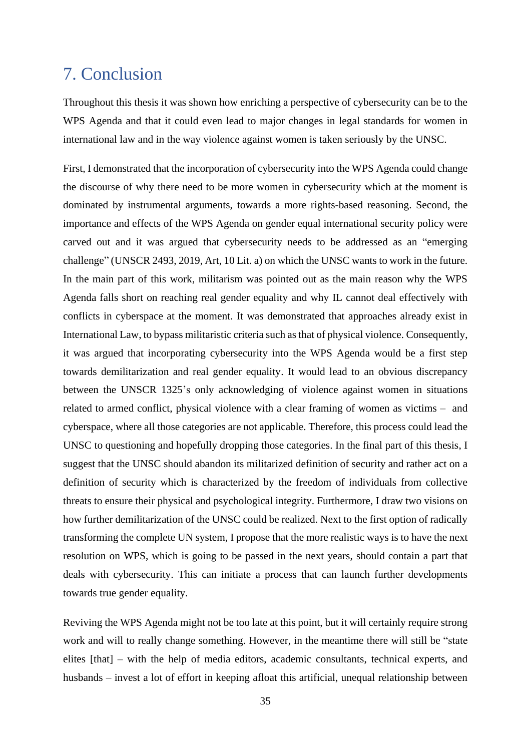# 7. Conclusion

Throughout this thesis it was shown how enriching a perspective of cybersecurity can be to the WPS Agenda and that it could even lead to major changes in legal standards for women in international law and in the way violence against women is taken seriously by the UNSC.

First, I demonstrated that the incorporation of cybersecurity into the WPS Agenda could change the discourse of why there need to be more women in cybersecurity which at the moment is dominated by instrumental arguments, towards a more rights-based reasoning. Second, the importance and effects of the WPS Agenda on gender equal international security policy were carved out and it was argued that cybersecurity needs to be addressed as an "emerging challenge" (UNSCR 2493, 2019, Art, 10 Lit. a) on which the UNSC wants to work in the future. In the main part of this work, militarism was pointed out as the main reason why the WPS Agenda falls short on reaching real gender equality and why IL cannot deal effectively with conflicts in cyberspace at the moment. It was demonstrated that approaches already exist in International Law, to bypass militaristic criteria such as that of physical violence. Consequently, it was argued that incorporating cybersecurity into the WPS Agenda would be a first step towards demilitarization and real gender equality. It would lead to an obvious discrepancy between the UNSCR 1325's only acknowledging of violence against women in situations related to armed conflict, physical violence with a clear framing of women as victims – and cyberspace, where all those categories are not applicable. Therefore, this process could lead the UNSC to questioning and hopefully dropping those categories. In the final part of this thesis, I suggest that the UNSC should abandon its militarized definition of security and rather act on a definition of security which is characterized by the freedom of individuals from collective threats to ensure their physical and psychological integrity. Furthermore, I draw two visions on how further demilitarization of the UNSC could be realized. Next to the first option of radically transforming the complete UN system, I propose that the more realistic ways is to have the next resolution on WPS, which is going to be passed in the next years, should contain a part that deals with cybersecurity. This can initiate a process that can launch further developments towards true gender equality.

Reviving the WPS Agenda might not be too late at this point, but it will certainly require strong work and will to really change something. However, in the meantime there will still be "state elites [that] – with the help of media editors, academic consultants, technical experts, and husbands – invest a lot of effort in keeping afloat this artificial, unequal relationship between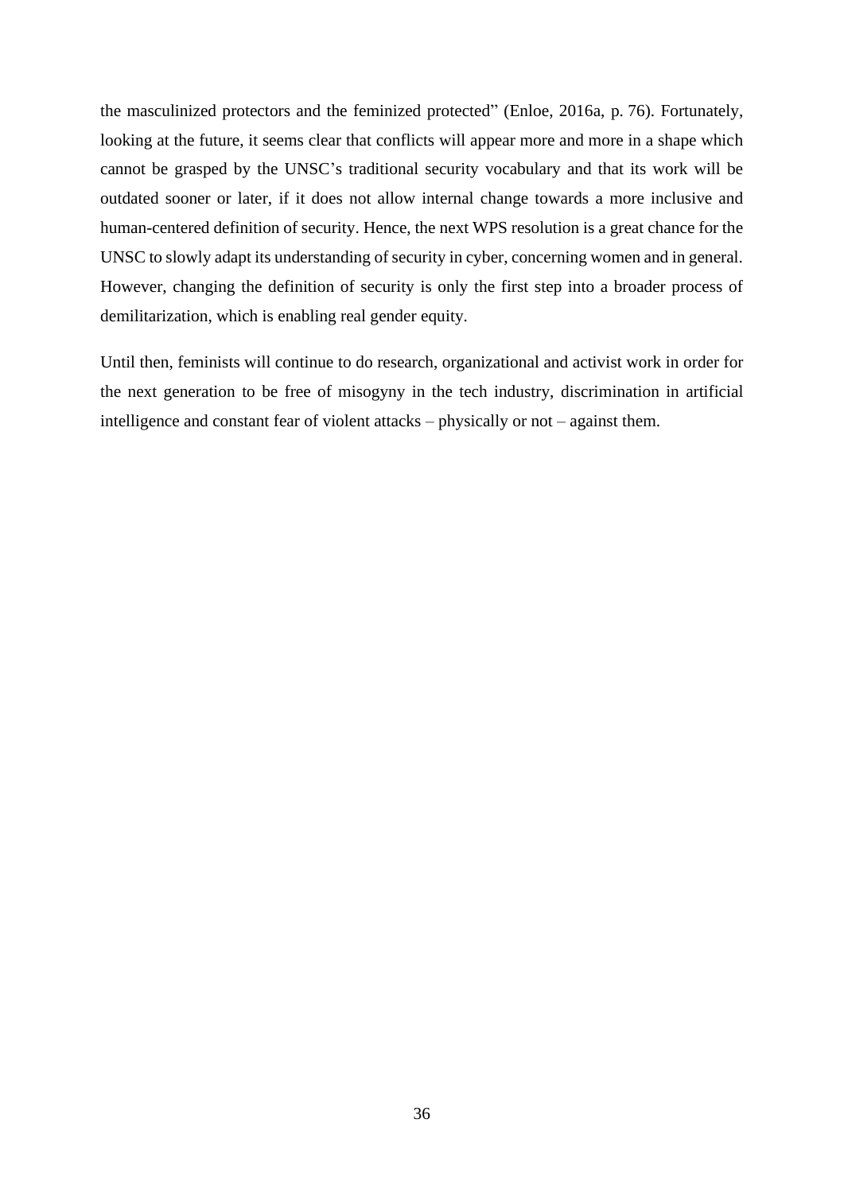the masculinized protectors and the feminized protected" (Enloe, 2016a, p. 76). Fortunately, looking at the future, it seems clear that conflicts will appear more and more in a shape which cannot be grasped by the UNSC's traditional security vocabulary and that its work will be outdated sooner or later, if it does not allow internal change towards a more inclusive and human-centered definition of security. Hence, the next WPS resolution is a great chance for the UNSC to slowly adapt its understanding of security in cyber, concerning women and in general. However, changing the definition of security is only the first step into a broader process of demilitarization, which is enabling real gender equity.

Until then, feminists will continue to do research, organizational and activist work in order for the next generation to be free of misogyny in the tech industry, discrimination in artificial intelligence and constant fear of violent attacks – physically or not – against them.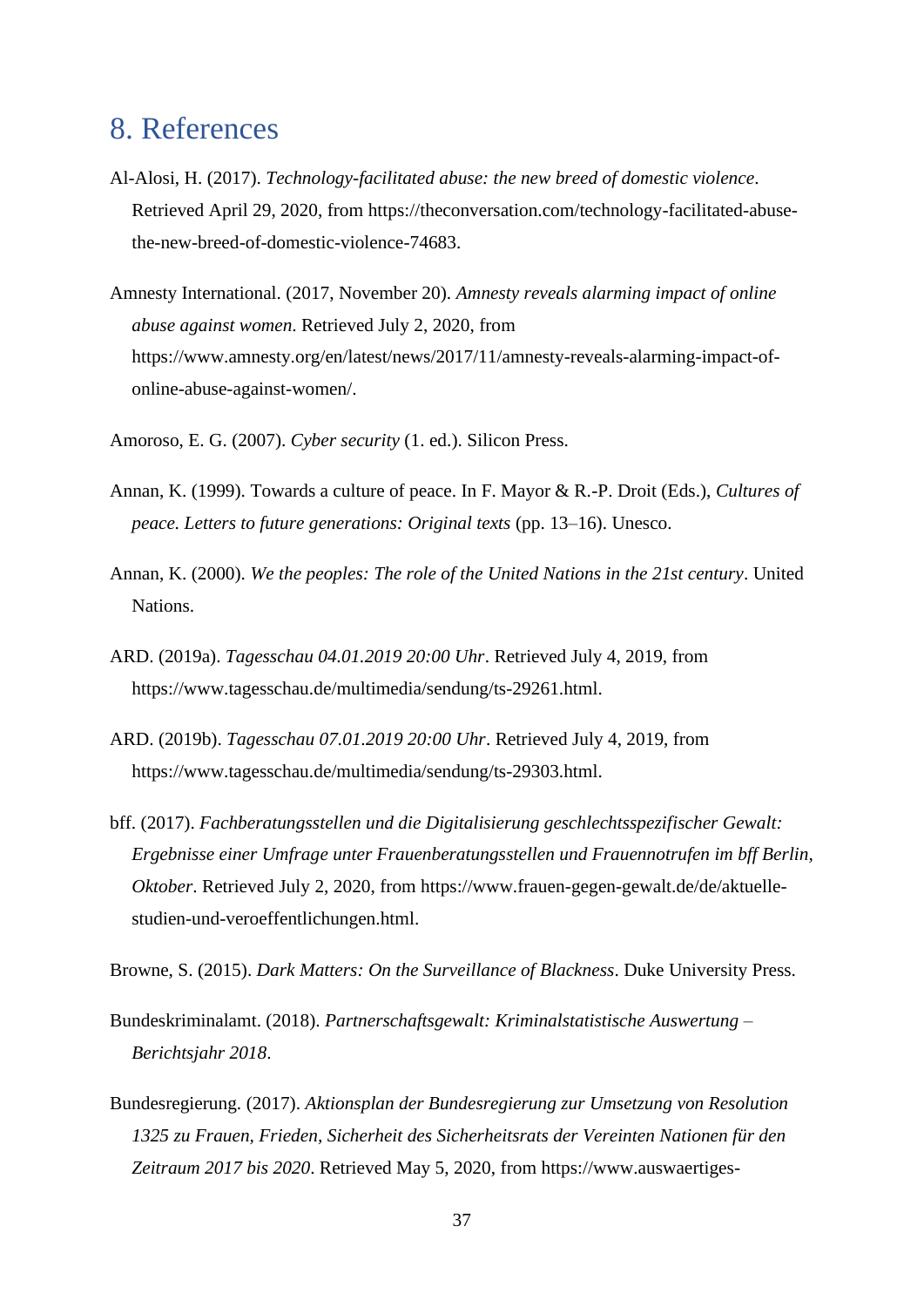# 8. References

Al-Alosi, H. (2017). *Technology-facilitated abuse: the new breed of domestic violence*. Retrieved April 29, 2020, from https://theconversation.com/technology-facilitated-abuse-the-new-breed-of-domestic-violence-74683.

Amnesty International. (2017, November 20). *Amnesty reveals alarming impact of online abuse against women*. Retrieved July 2, 2020, from https://www.amnesty.org/en/latest/news/2017/11/amnesty-reveals-alarming-impact-of-online-abuse-against-women/.

Amoroso, E. G. (2007). *Cyber security* (1. ed.). Silicon Press.

Annan, K. (1999). Towards a culture of peace. In F. Mayor & R.-P. Droit (Eds.), *Cultures of peace. Letters to future generations: Original texts* (pp. 13–16). Unesco.

Annan, K. (2000). *We the peoples: The role of the United Nations in the 21st century*. United Nations.

ARD. (2019a). *Tagesschau 04.01.2019 20:00 Uhr*. Retrieved July 4, 2019, from https://www.tagesschau.de/multimedia/sendung/ts-29261.html.

ARD. (2019b). *Tagesschau 07.01.2019 20:00 Uhr*. Retrieved July 4, 2019, from https://www.tagesschau.de/multimedia/sendung/ts-29303.html.

bff. (2017). *Fachberatungsstellen und die Digitalisierung geschlechtsspezifischer Gewalt: Ergebnisse einer Umfrage unter Frauenberatungsstellen und Frauennotrufen im bff Berlin, Oktober*. Retrieved July 2, 2020, from https://www.frauen-gegen-gewalt.de/de/aktuelle-studien-und-veroeffentlichungen.html.

Browne, S. (2015). *Dark Matters: On the Surveillance of Blackness*. Duke University Press.

Bundeskriminalamt. (2018). *Partnerschaftsgewalt: Kriminalstatistische Auswertung – Berichtsjahr 2018*.

Bundesregierung. (2017). *Aktionsplan der Bundesregierung zur Umsetzung von Resolution 1325 zu Frauen, Frieden, Sicherheit des Sicherheitsrats der Vereinten Nationen für den Zeitraum 2017 bis 2020*. Retrieved May 5, 2020, from https://www.auswaertiges-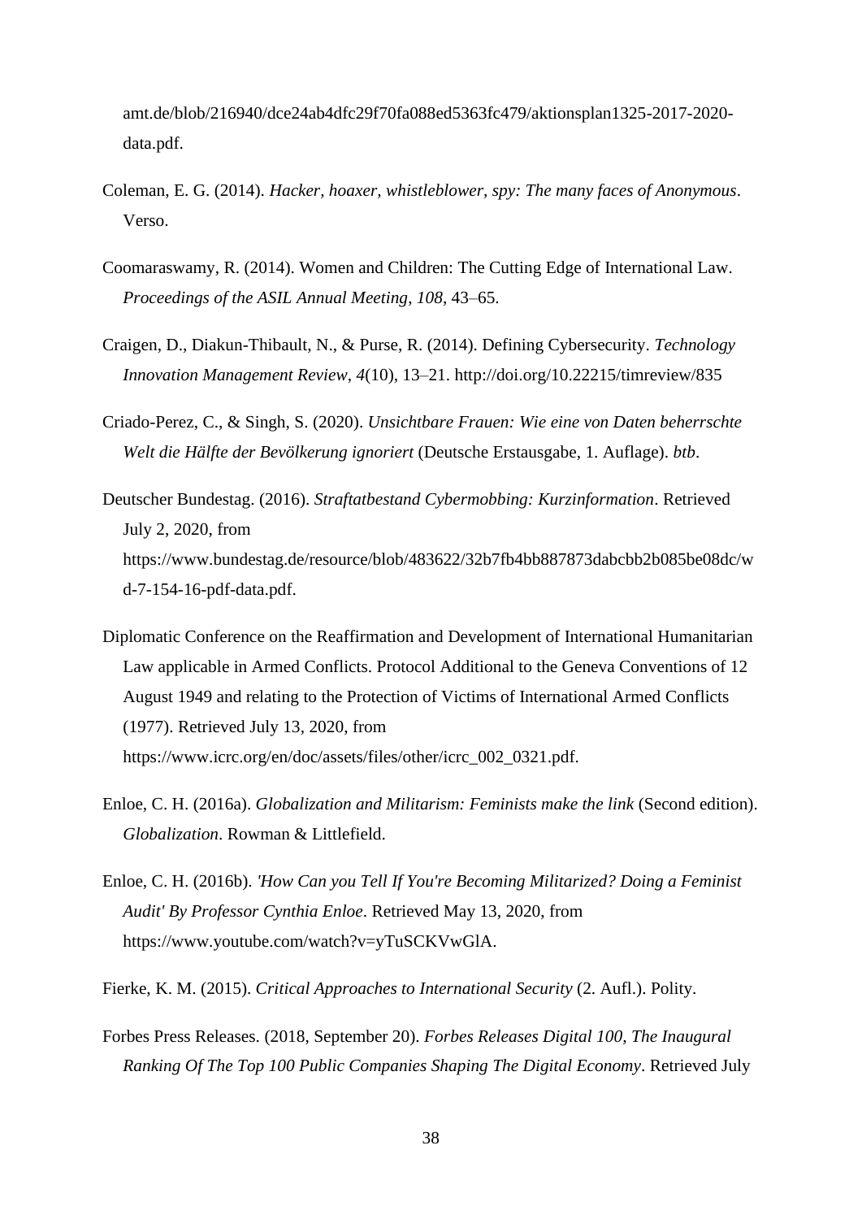amt.de/blob/216940/dce24ab4dfc29f70fa088ed5363fc479/aktionsplan1325-2017-2020-data.pdf.

Coleman, E. G. (2014). *Hacker, hoaxer, whistleblower, spy: The many faces of Anonymous*. Verso.

Coomaraswamy, R. (2014). Women and Children: The Cutting Edge of International Law. *Proceedings of the ASIL Annual Meeting*, *108*, 43–65.

Craigen, D., Diakun-Thibault, N., & Purse, R. (2014). Defining Cybersecurity. *Technology Innovation Management Review*, *4*(10), 13–21. http://doi.org/10.22215/timreview/835

Criado-Perez, C., & Singh, S. (2020). *Unsichtbare Frauen: Wie eine von Daten beherrschte Welt die Hälfte der Bevölkerung ignoriert* (Deutsche Erstausgabe, 1. Auflage). *btb*.

Deutscher Bundestag. (2016). *Straftatbestand Cybermobbing: Kurzinformation*. Retrieved July 2, 2020, from https://www.bundestag.de/resource/blob/483622/32b7fb4bb887873dabcbb2b085be08dc/wd-7-154-16-pdf-data.pdf.

Diplomatic Conference on the Reaffirmation and Development of International Humanitarian Law applicable in Armed Conflicts. Protocol Additional to the Geneva Conventions of 12 August 1949 and relating to the Protection of Victims of International Armed Conflicts (1977). Retrieved July 13, 2020, from https://www.icrc.org/en/doc/assets/files/other/icrc_002_0321.pdf.

Enloe, C. H. (2016a). *Globalization and Militarism: Feminists make the link* (Second edition). *Globalization*. Rowman & Littlefield.

Enloe, C. H. (2016b). *'How Can you Tell If You're Becoming Militarized? Doing a Feminist Audit' By Professor Cynthia Enloe*. Retrieved May 13, 2020, from https://www.youtube.com/watch?v=yTuSCKVwGlA.

Fierke, K. M. (2015). *Critical Approaches to International Security* (2. Aufl.). Polity.

Forbes Press Releases. (2018, September 20). *Forbes Releases Digital 100, The Inaugural Ranking Of The Top 100 Public Companies Shaping The Digital Economy*. Retrieved July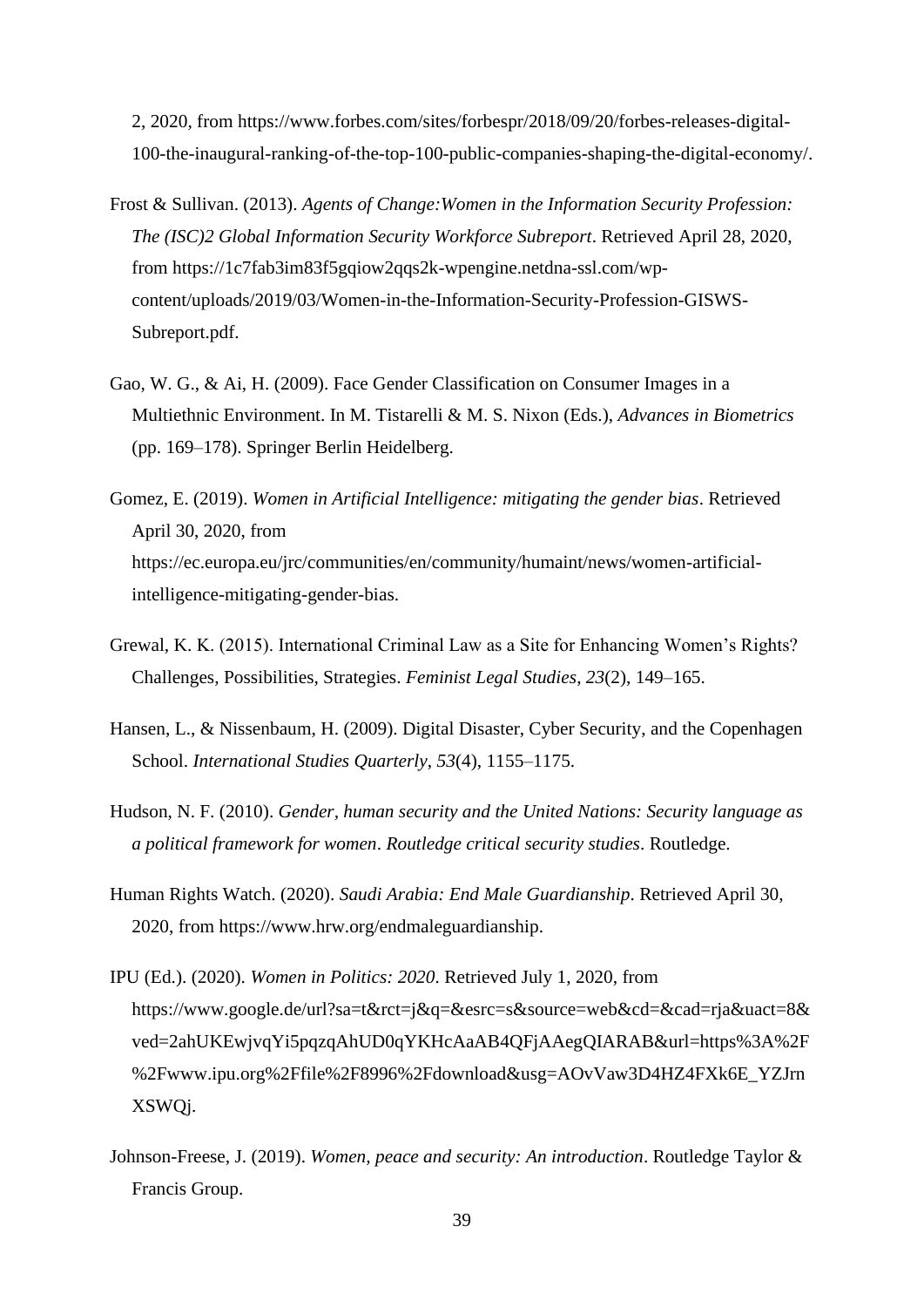2, 2020, from https://www.forbes.com/sites/forbespr/2018/09/20/forbes-releases-digital-100-the-inaugural-ranking-of-the-top-100-public-companies-shaping-the-digital-economy/.

Frost & Sullivan. (2013). *Agents of Change:Women in the Information Security Profession: The (ISC)2 Global Information Security Workforce Subreport*. Retrieved April 28, 2020, from https://1c7fab3im83f5gqiow2qqs2k-wpengine.netdna-ssl.com/wp-content/uploads/2019/03/Women-in-the-Information-Security-Profession-GISWS-Subreport.pdf.

Gao, W. G., & Ai, H. (2009). Face Gender Classification on Consumer Images in a Multiethnic Environment. In M. Tistarelli & M. S. Nixon (Eds.), *Advances in Biometrics* (pp. 169–178). Springer Berlin Heidelberg.

Gomez, E. (2019). *Women in Artificial Intelligence: mitigating the gender bias*. Retrieved April 30, 2020, from https://ec.europa.eu/jrc/communities/en/community/humaint/news/women-artificial-intelligence-mitigating-gender-bias.

Grewal, K. K. (2015). International Criminal Law as a Site for Enhancing Women's Rights? Challenges, Possibilities, Strategies. *Feminist Legal Studies*, *23*(2), 149–165.

Hansen, L., & Nissenbaum, H. (2009). Digital Disaster, Cyber Security, and the Copenhagen School. *International Studies Quarterly*, *53*(4), 1155–1175.

Hudson, N. F. (2010). *Gender, human security and the United Nations: Security language as a political framework for women*. *Routledge critical security studies*. Routledge.

Human Rights Watch. (2020). *Saudi Arabia: End Male Guardianship*. Retrieved April 30, 2020, from https://www.hrw.org/endmaleguardianship.

IPU (Ed.). (2020). *Women in Politics: 2020*. Retrieved July 1, 2020, from https://www.google.de/url?sa=t&rct=j&q=&esrc=s&source=web&cd=&cad=rja&uact=8&ved=2ahUKEwjvqYi5pqzqAhUD0qYKHcAaAB4QFjAAegQIARAB&url=https%3A%2F%2Fwww.ipu.org%2Ffile%2F8996%2Fdownload&usg=AOvVaw3D4HZ4FXk6E_YZJrnXSWQj.

Johnson-Freese, J. (2019). *Women, peace and security: An introduction*. Routledge Taylor & Francis Group.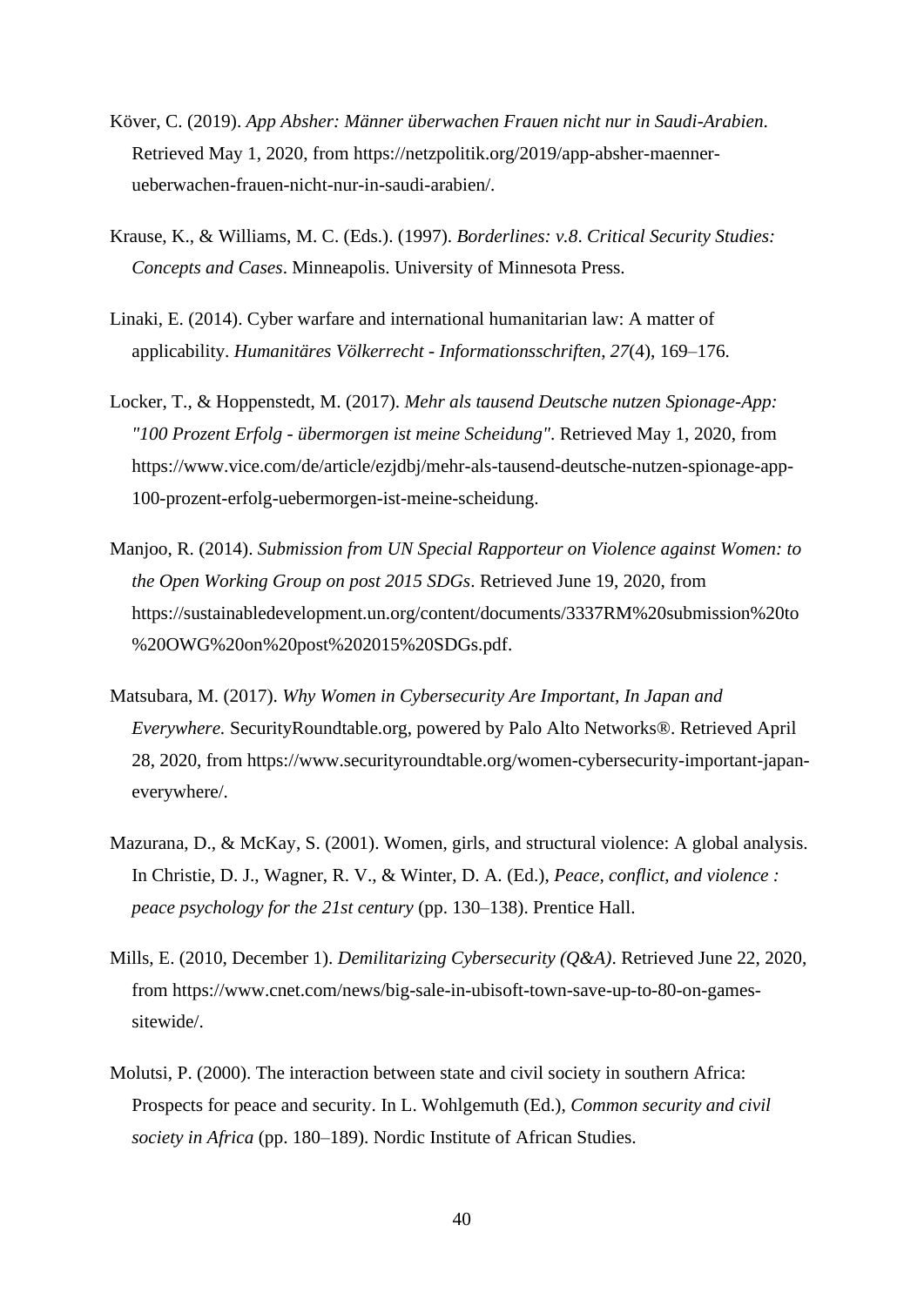Köver, C. (2019). *App Absher: Männer überwachen Frauen nicht nur in Saudi-Arabien*. Retrieved May 1, 2020, from https://netzpolitik.org/2019/app-absher-maenner-ueberwachen-frauen-nicht-nur-in-saudi-arabien/.

Krause, K., & Williams, M. C. (Eds.). (1997). *Borderlines: v.8. Critical Security Studies: Concepts and Cases*. Minneapolis. University of Minnesota Press.

Linaki, E. (2014). Cyber warfare and international humanitarian law: A matter of applicability. *Humanitäres Völkerrecht - Informationsschriften, 27*(4), 169–176.

Locker, T., & Hoppenstedt, M. (2017). *Mehr als tausend Deutsche nutzen Spionage-App: "100 Prozent Erfolg - übermorgen ist meine Scheidung"*. Retrieved May 1, 2020, from https://www.vice.com/de/article/ezjdbj/mehr-als-tausend-deutsche-nutzen-spionage-app-100-prozent-erfolg-uebermorgen-ist-meine-scheidung.

Manjoo, R. (2014). *Submission from UN Special Rapporteur on Violence against Women: to the Open Working Group on post 2015 SDGs*. Retrieved June 19, 2020, from https://sustainabledevelopment.un.org/content/documents/3337RM%20submission%20to%20OWG%20on%20post%202015%20SDGs.pdf.

Matsubara, M. (2017). *Why Women in Cybersecurity Are Important, In Japan and Everywhere.* SecurityRoundtable.org, powered by Palo Alto Networks®. Retrieved April 28, 2020, from https://www.securityroundtable.org/women-cybersecurity-important-japan-everywhere/.

Mazurana, D., & McKay, S. (2001). Women, girls, and structural violence: A global analysis. In Christie, D. J., Wagner, R. V., & Winter, D. A. (Ed.), *Peace, conflict, and violence : peace psychology for the 21st century* (pp. 130–138). Prentice Hall.

Mills, E. (2010, December 1). *Demilitarizing Cybersecurity (Q&A)*. Retrieved June 22, 2020, from https://www.cnet.com/news/big-sale-in-ubisoft-town-save-up-to-80-on-games-sitewide/.

Molutsi, P. (2000). The interaction between state and civil society in southern Africa: Prospects for peace and security. In L. Wohlgemuth (Ed.), *Common security and civil society in Africa* (pp. 180–189). Nordic Institute of African Studies.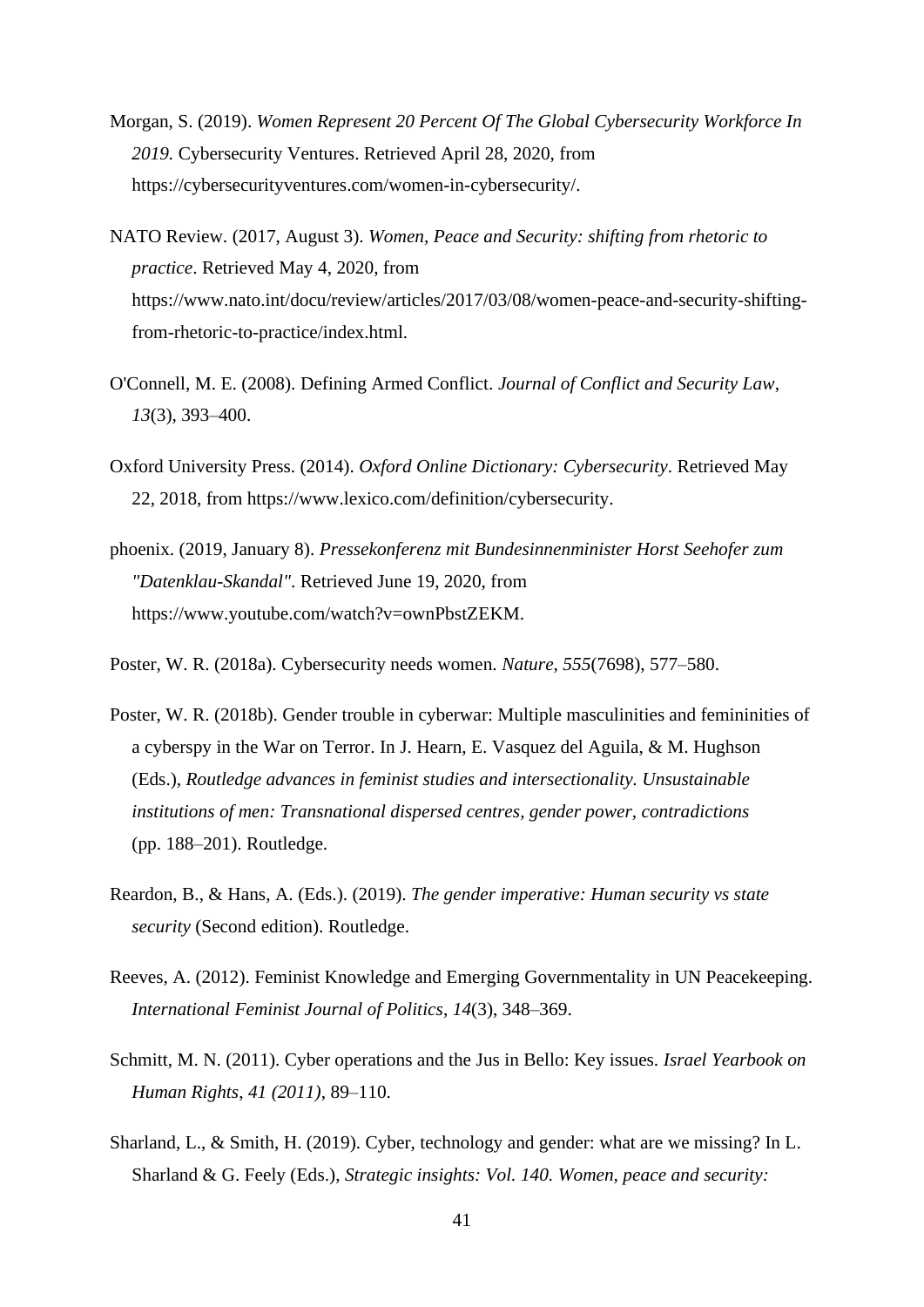Morgan, S. (2019). *Women Represent 20 Percent Of The Global Cybersecurity Workforce In 2019.* Cybersecurity Ventures. Retrieved April 28, 2020, from https://cybersecurityventures.com/women-in-cybersecurity/.

NATO Review. (2017, August 3). *Women, Peace and Security: shifting from rhetoric to practice*. Retrieved May 4, 2020, from https://www.nato.int/docu/review/articles/2017/03/08/women-peace-and-security-shifting-from-rhetoric-to-practice/index.html.

O'Connell, M. E. (2008). Defining Armed Conflict. *Journal of Conflict and Security Law*, *13*(3), 393–400.

Oxford University Press. (2014). *Oxford Online Dictionary: Cybersecurity*. Retrieved May 22, 2018, from https://www.lexico.com/definition/cybersecurity.

phoenix. (2019, January 8). *Pressekonferenz mit Bundesinnenminister Horst Seehofer zum "Datenklau-Skandal"*. Retrieved June 19, 2020, from https://www.youtube.com/watch?v=ownPbstZEKM.

Poster, W. R. (2018a). Cybersecurity needs women. *Nature*, *555*(7698), 577–580.

Poster, W. R. (2018b). Gender trouble in cyberwar: Multiple masculinities and femininities of a cyberspy in the War on Terror. In J. Hearn, E. Vasquez del Aguila, & M. Hughson (Eds.), *Routledge advances in feminist studies and intersectionality. Unsustainable institutions of men: Transnational dispersed centres, gender power, contradictions* (pp. 188–201). Routledge.

Reardon, B., & Hans, A. (Eds.). (2019). *The gender imperative: Human security vs state security* (Second edition). Routledge.

Reeves, A. (2012). Feminist Knowledge and Emerging Governmentality in UN Peacekeeping. *International Feminist Journal of Politics*, *14*(3), 348–369.

Schmitt, M. N. (2011). Cyber operations and the Jus in Bello: Key issues. *Israel Yearbook on Human Rights*, *41 (2011)*, 89–110.

Sharland, L., & Smith, H. (2019). Cyber, technology and gender: what are we missing? In L. Sharland & G. Feely (Eds.), *Strategic insights: Vol. 140. Women, peace and security:*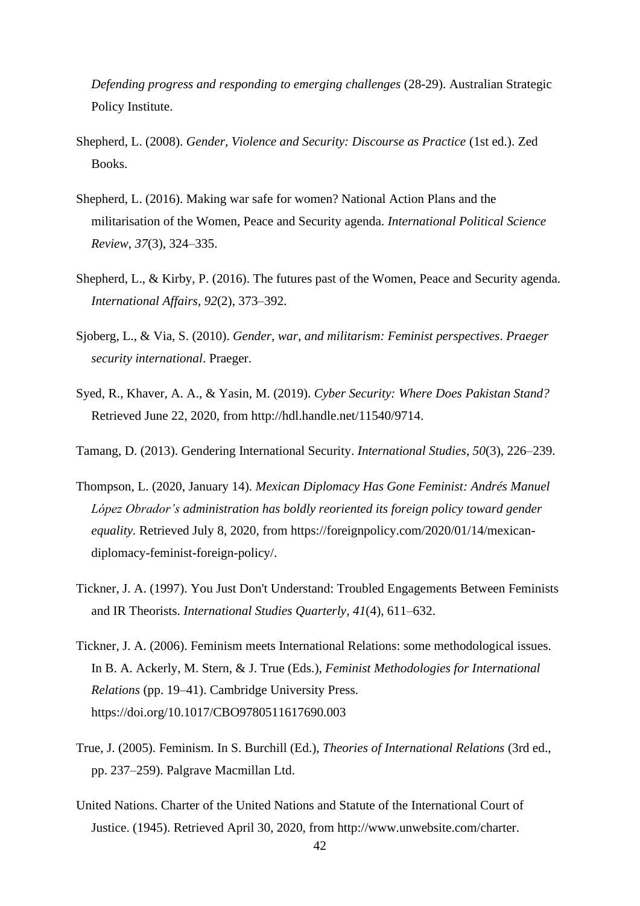*Defending progress and responding to emerging challenges* (28-29). Australian Strategic Policy Institute.

Shepherd, L. (2008). *Gender, Violence and Security: Discourse as Practice* (1st ed.). Zed Books.

Shepherd, L. (2016). Making war safe for women? National Action Plans and the militarisation of the Women, Peace and Security agenda. *International Political Science Review*, *37*(3), 324–335.

Shepherd, L., & Kirby, P. (2016). The futures past of the Women, Peace and Security agenda. *International Affairs*, *92*(2), 373–392.

Sjoberg, L., & Via, S. (2010). *Gender, war, and militarism: Feminist perspectives*. *Praeger security international*. Praeger.

Syed, R., Khaver, A. A., & Yasin, M. (2019). *Cyber Security: Where Does Pakistan Stand?* Retrieved June 22, 2020, from http://hdl.handle.net/11540/9714.

Tamang, D. (2013). Gendering International Security. *International Studies*, *50*(3), 226–239.

Thompson, L. (2020, January 14). *Mexican Diplomacy Has Gone Feminist: Andrés Manuel López Obrador's administration has boldly reoriented its foreign policy toward gender equality.* Retrieved July 8, 2020, from https://foreignpolicy.com/2020/01/14/mexican-diplomacy-feminist-foreign-policy/.

Tickner, J. A. (1997). You Just Don't Understand: Troubled Engagements Between Feminists and IR Theorists. *International Studies Quarterly*, *41*(4), 611–632.

Tickner, J. A. (2006). Feminism meets International Relations: some methodological issues. In B. A. Ackerly, M. Stern, & J. True (Eds.), *Feminist Methodologies for International Relations* (pp. 19–41). Cambridge University Press. https://doi.org/10.1017/CBO9780511617690.003

True, J. (2005). Feminism. In S. Burchill (Ed.), *Theories of International Relations* (3rd ed., pp. 237–259). Palgrave Macmillan Ltd.

United Nations. Charter of the United Nations and Statute of the International Court of Justice. (1945). Retrieved April 30, 2020, from http://www.unwebsite.com/charter.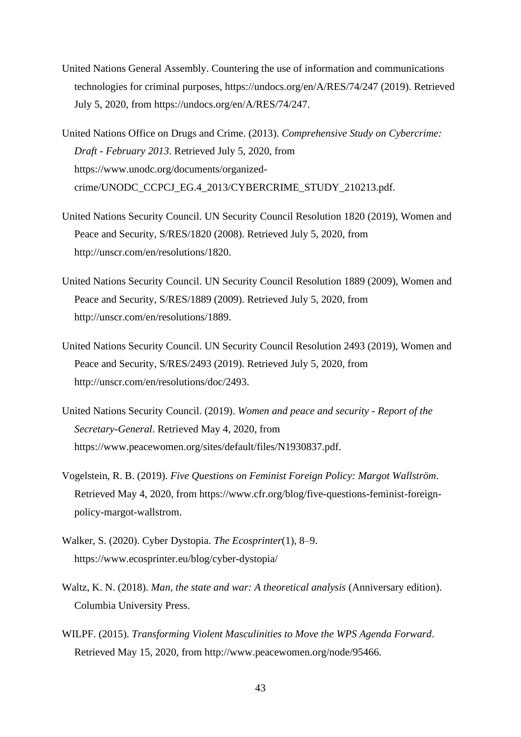United Nations General Assembly. Countering the use of information and communications technologies for criminal purposes, https://undocs.org/en/A/RES/74/247 (2019). Retrieved July 5, 2020, from https://undocs.org/en/A/RES/74/247.

United Nations Office on Drugs and Crime. (2013). *Comprehensive Study on Cybercrime: Draft - February 2013*. Retrieved July 5, 2020, from https://www.unodc.org/documents/organized-crime/UNODC_CCPCJ_EG.4_2013/CYBERCRIME_STUDY_210213.pdf.

United Nations Security Council. UN Security Council Resolution 1820 (2019), Women and Peace and Security, S/RES/1820 (2008). Retrieved July 5, 2020, from http://unscr.com/en/resolutions/1820.

United Nations Security Council. UN Security Council Resolution 1889 (2009), Women and Peace and Security, S/RES/1889 (2009). Retrieved July 5, 2020, from http://unscr.com/en/resolutions/1889.

United Nations Security Council. UN Security Council Resolution 2493 (2019), Women and Peace and Security, S/RES/2493 (2019). Retrieved July 5, 2020, from http://unscr.com/en/resolutions/doc/2493.

United Nations Security Council. (2019). *Women and peace and security - Report of the Secretary-General*. Retrieved May 4, 2020, from https://www.peacewomen.org/sites/default/files/N1930837.pdf.

Vogelstein, R. B. (2019). *Five Questions on Feminist Foreign Policy: Margot Wallström*. Retrieved May 4, 2020, from https://www.cfr.org/blog/five-questions-feminist-foreign-policy-margot-wallstrom.

Walker, S. (2020). Cyber Dystopia. *The Ecosprinter*(1), 8–9. https://www.ecosprinter.eu/blog/cyber-dystopia/

Waltz, K. N. (2018). *Man, the state and war: A theoretical analysis* (Anniversary edition). Columbia University Press.

WILPF. (2015). *Transforming Violent Masculinities to Move the WPS Agenda Forward*. Retrieved May 15, 2020, from http://www.peacewomen.org/node/95466.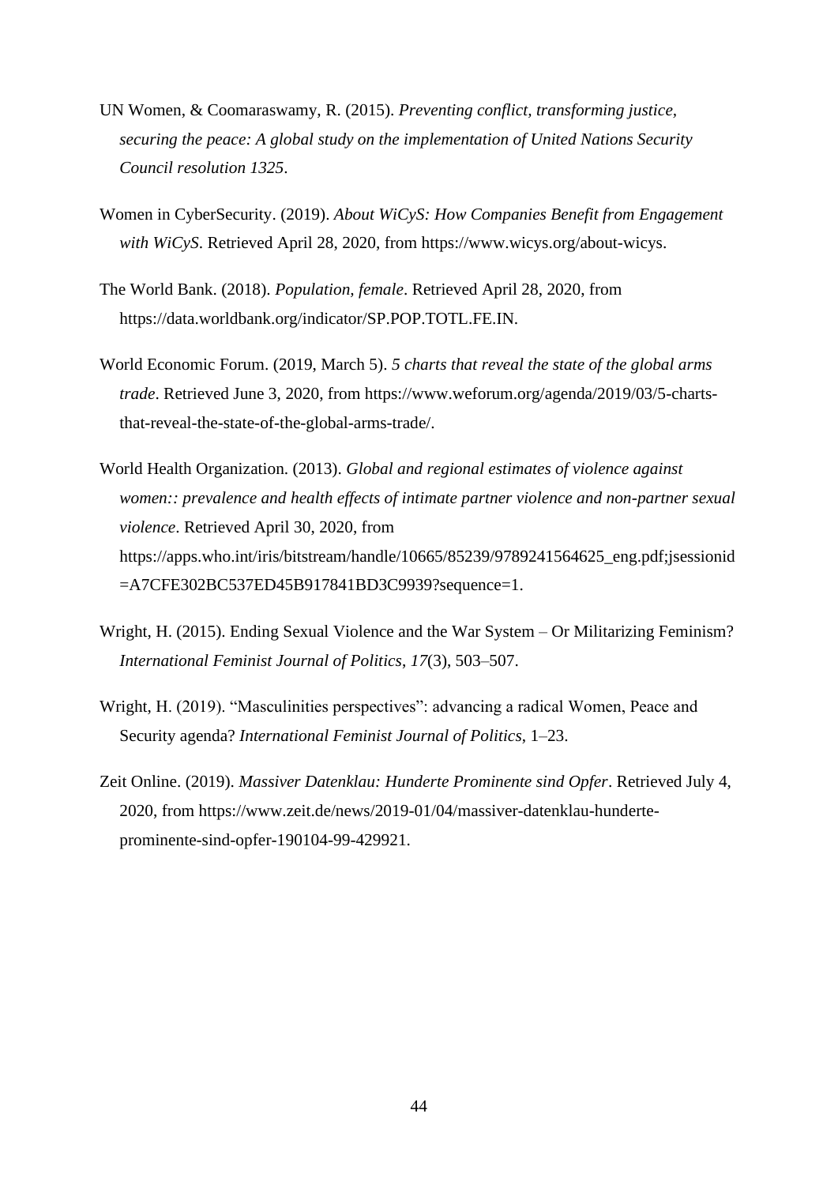UN Women, & Coomaraswamy, R. (2015). *Preventing conflict, transforming justice, securing the peace: A global study on the implementation of United Nations Security Council resolution 1325*.

Women in CyberSecurity. (2019). *About WiCyS: How Companies Benefit from Engagement with WiCyS*. Retrieved April 28, 2020, from https://www.wicys.org/about-wicys.

The World Bank. (2018). *Population, female*. Retrieved April 28, 2020, from https://data.worldbank.org/indicator/SP.POP.TOTL.FE.IN.

World Economic Forum. (2019, March 5). *5 charts that reveal the state of the global arms trade*. Retrieved June 3, 2020, from https://www.weforum.org/agenda/2019/03/5-charts-that-reveal-the-state-of-the-global-arms-trade/.

World Health Organization. (2013). *Global and regional estimates of violence against women:: prevalence and health effects of intimate partner violence and non-partner sexual violence*. Retrieved April 30, 2020, from https://apps.who.int/iris/bitstream/handle/10665/85239/9789241564625_eng.pdf;jsessionid=A7CFE302BC537ED45B917841BD3C9939?sequence=1.

Wright, H. (2015). Ending Sexual Violence and the War System – Or Militarizing Feminism? *International Feminist Journal of Politics*, *17*(3), 503–507.

Wright, H. (2019). "Masculinities perspectives": advancing a radical Women, Peace and Security agenda? *International Feminist Journal of Politics*, 1–23.

Zeit Online. (2019). *Massiver Datenklau: Hunderte Prominente sind Opfer*. Retrieved July 4, 2020, from https://www.zeit.de/news/2019-01/04/massiver-datenklau-hunderte-prominente-sind-opfer-190104-99-429921.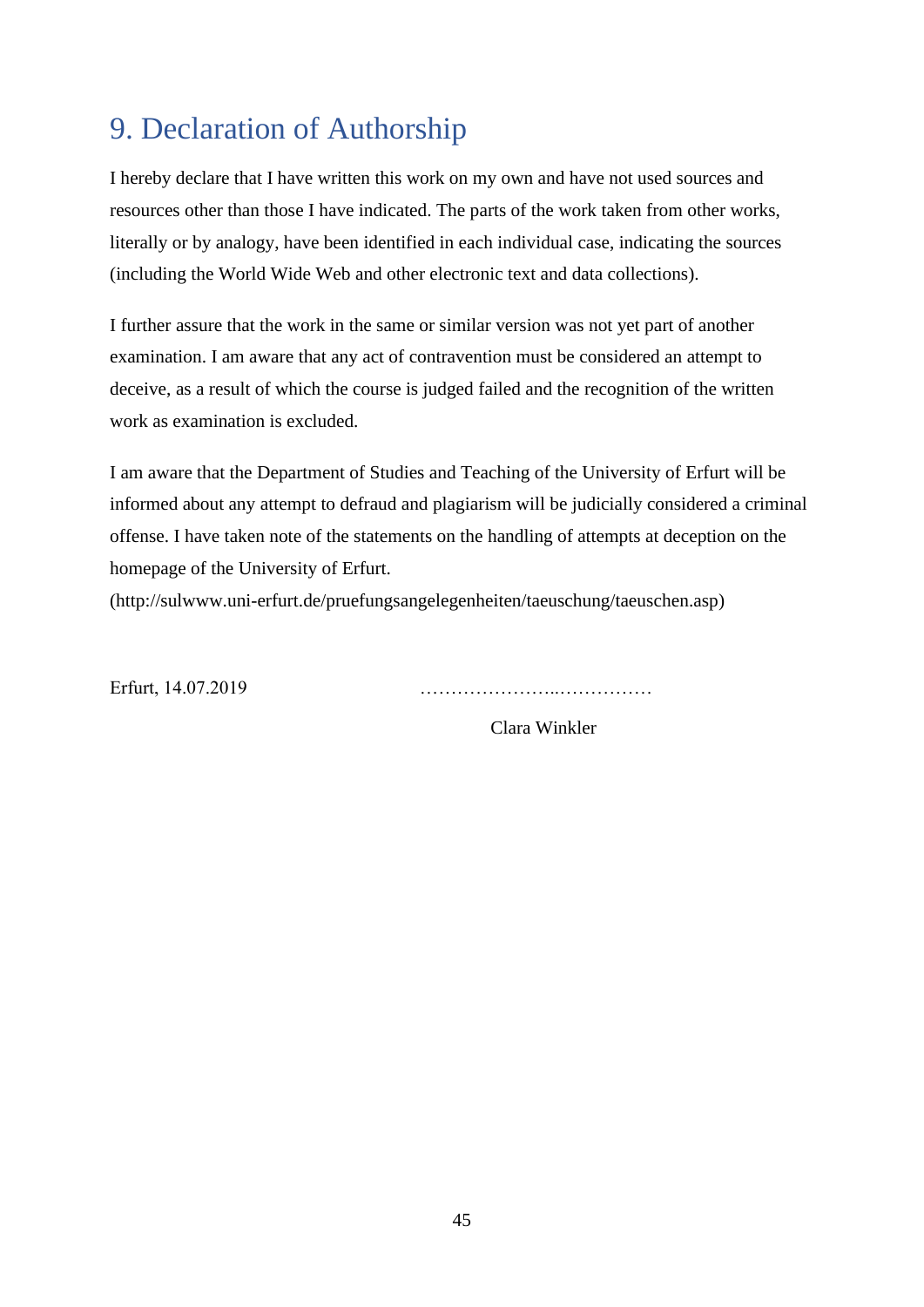# 9. Declaration of Authorship

I hereby declare that I have written this work on my own and have not used sources and resources other than those I have indicated. The parts of the work taken from other works, literally or by analogy, have been identified in each individual case, indicating the sources (including the World Wide Web and other electronic text and data collections).

I further assure that the work in the same or similar version was not yet part of another examination. I am aware that any act of contravention must be considered an attempt to deceive, as a result of which the course is judged failed and the recognition of the written work as examination is excluded.

I am aware that the Department of Studies and Teaching of the University of Erfurt will be informed about any attempt to defraud and plagiarism will be judicially considered a criminal offense. I have taken note of the statements on the handling of attempts at deception on the homepage of the University of Erfurt.
(http://sulwww.uni-erfurt.de/pruefungsangelegenheiten/taeuschung/taeuschen.asp)

Erfurt, 14.07.2019 …………………..……………

Clara Winkler